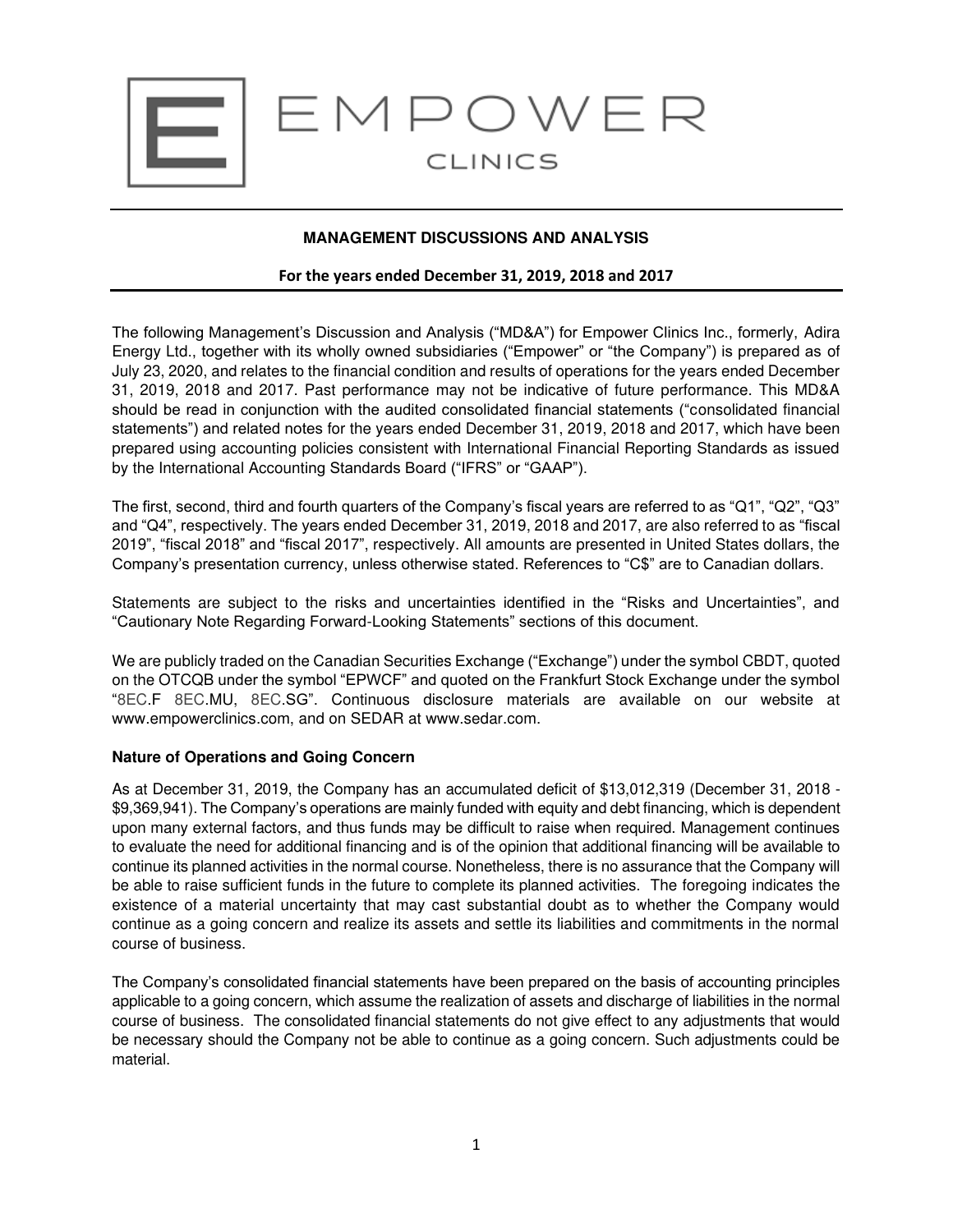EMPOWER

CLINICS

**MANAGEMENT DISCUSSIONS AND ANALYSIS**

**For the years ended December 31, 2019, 2018 and 2017**

The following Management's Discussion and Analysis ("MD&A") for Empower Clinics Inc., formerly, Adira Energy Ltd., together with its wholly owned subsidiaries ("Empower" or "the Company") is prepared as of July 23, 2020, and relates to the financial condition and results of operations for the years ended December 31, 2019, 2018 and 2017. Past performance may not be indicative of future performance. This MD&A should be read in conjunction with the audited consolidated financial statements ("consolidated financial statements") and related notes for the years ended December 31, 2019, 2018 and 2017, which have been prepared using accounting policies consistent with International Financial Reporting Standards as issued by the International Accounting Standards Board ("IFRS" or "GAAP").

The first, second, third and fourth quarters of the Company's fiscal years are referred to as "Q1", "Q2", "Q3" and "Q4", respectively. The years ended December 31, 2019, 2018 and 2017, are also referred to as "fiscal 2019", "fiscal 2018" and "fiscal 2017", respectively. All amounts are presented in United States dollars, the Company's presentation currency, unless otherwise stated. References to "C$" are to Canadian dollars.

Statements are subject to the risks and uncertainties identified in the "Risks and Uncertainties", and "Cautionary Note Regarding Forward-Looking Statements" sections of this document.

We are publicly traded on the Canadian Securities Exchange ("Exchange") under the symbol CBDT, quoted on the OTCQB under the symbol "EPWCF" and quoted on the Frankfurt Stock Exchange under the symbol "8EC.F 8EC.MU, 8EC.SG". Continuous disclosure materials are available on our website at www.empowerclinics.com, and on SEDAR at www.sedar.com.

### Nature of Operations and Going Concern

As at December 31, 2019, the Company has an accumulated deficit of $13,012,319 (December 31, 2018 - $9,369,941). The Company's operations are mainly funded with equity and debt financing, which is dependent upon many external factors, and thus funds may be difficult to raise when required. Management continues to evaluate the need for additional financing and is of the opinion that additional financing will be available to continue its planned activities in the normal course. Nonetheless, there is no assurance that the Company will be able to raise sufficient funds in the future to complete its planned activities. The foregoing indicates the existence of a material uncertainty that may cast substantial doubt as to whether the Company would continue as a going concern and realize its assets and settle its liabilities and commitments in the normal course of business.

The Company's consolidated financial statements have been prepared on the basis of accounting principles applicable to a going concern, which assume the realization of assets and discharge of liabilities in the normal course of business. The consolidated financial statements do not give effect to any adjustments that would be necessary should the Company not be able to continue as a going concern. Such adjustments could be material.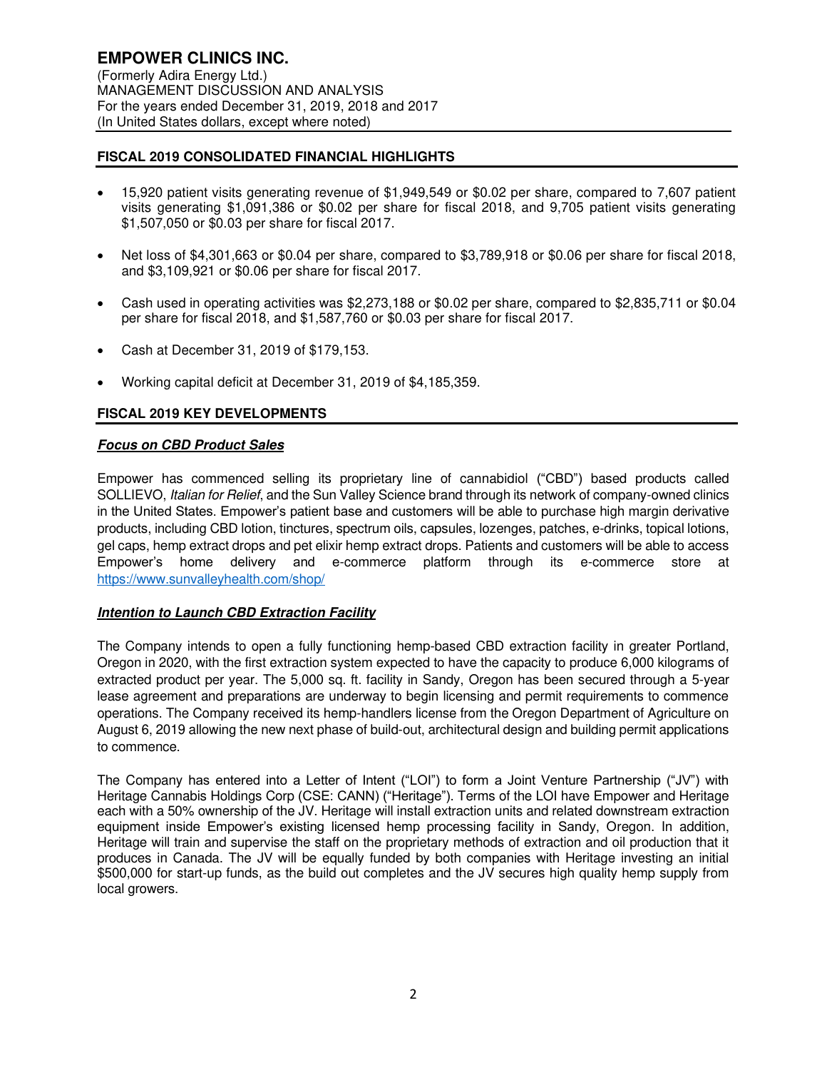## FISCAL 2019 CONSOLIDATED FINANCIAL HIGHLIGHTS

- 15,920 patient visits generating revenue of $1,949,549 or $0.02 per share, compared to 7,607 patient visits generating $1,091,386 or $0.02 per share for fiscal 2018, and 9,705 patient visits generating $1,507,050 or $0.03 per share for fiscal 2017.
- Net loss of $4,301,663 or $0.04 per share, compared to $3,789,918 or $0.06 per share for fiscal 2018, and $3,109,921 or $0.06 per share for fiscal 2017.
- Cash used in operating activities was $2,273,188 or $0.02 per share, compared to $2,835,711 or $0.04 per share for fiscal 2018, and $1,587,760 or $0.03 per share for fiscal 2017.
- Cash at December 31, 2019 of $179,153.
- Working capital deficit at December 31, 2019 of $4,185,359.

## FISCAL 2019 KEY DEVELOPMENTS

### ***Focus on CBD Product Sales***

Empower has commenced selling its proprietary line of cannabidiol ("CBD") based products called SOLLIEVO, *Italian for Relief*, and the Sun Valley Science brand through its network of company-owned clinics in the United States. Empower's patient base and customers will be able to purchase high margin derivative products, including CBD lotion, tinctures, spectrum oils, capsules, lozenges, patches, e-drinks, topical lotions, gel caps, hemp extract drops and pet elixir hemp extract drops. Patients and customers will be able to access Empower's home delivery and e-commerce platform through its e-commerce store at https://www.sunvalleyhealth.com/shop/

### ***Intention to Launch CBD Extraction Facility***

The Company intends to open a fully functioning hemp-based CBD extraction facility in greater Portland, Oregon in 2020, with the first extraction system expected to have the capacity to produce 6,000 kilograms of extracted product per year. The 5,000 sq. ft. facility in Sandy, Oregon has been secured through a 5-year lease agreement and preparations are underway to begin licensing and permit requirements to commence operations. The Company received its hemp-handlers license from the Oregon Department of Agriculture on August 6, 2019 allowing the new next phase of build-out, architectural design and building permit applications to commence.

The Company has entered into a Letter of Intent ("LOI") to form a Joint Venture Partnership ("JV") with Heritage Cannabis Holdings Corp (CSE: CANN) ("Heritage"). Terms of the LOI have Empower and Heritage each with a 50% ownership of the JV. Heritage will install extraction units and related downstream extraction equipment inside Empower's existing licensed hemp processing facility in Sandy, Oregon. In addition, Heritage will train and supervise the staff on the proprietary methods of extraction and oil production that it produces in Canada. The JV will be equally funded by both companies with Heritage investing an initial $500,000 for start-up funds, as the build out completes and the JV secures high quality hemp supply from local growers.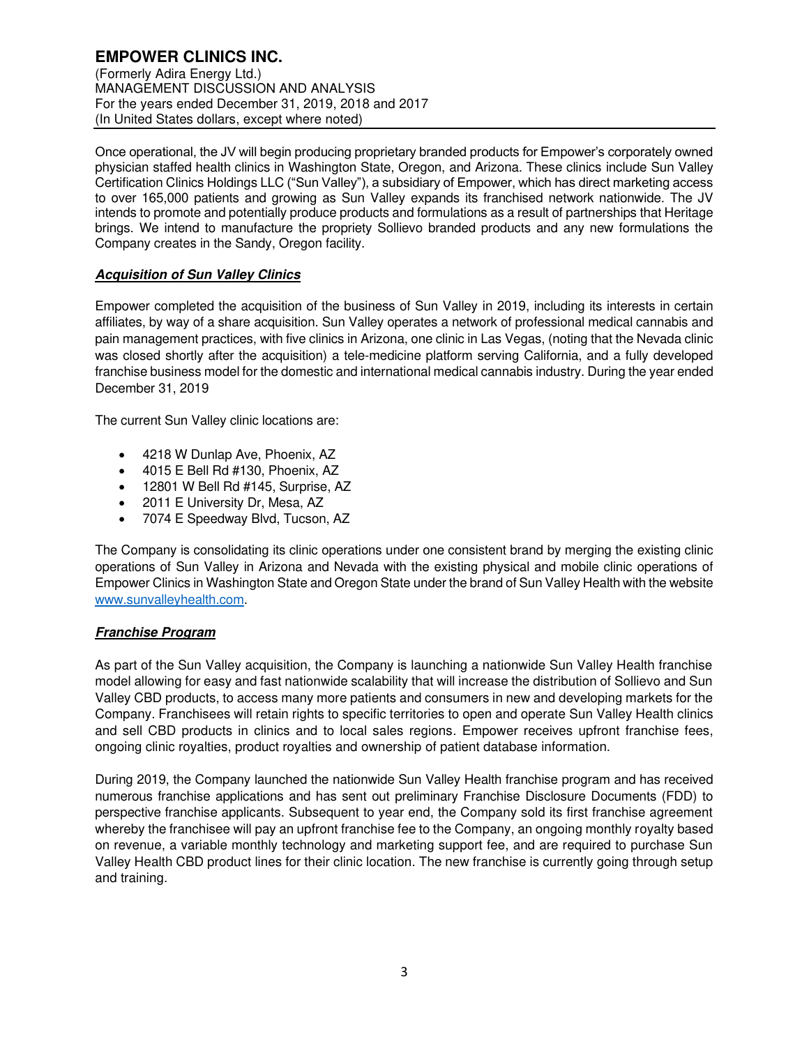Once operational, the JV will begin producing proprietary branded products for Empower's corporately owned physician staffed health clinics in Washington State, Oregon, and Arizona. These clinics include Sun Valley Certification Clinics Holdings LLC ("Sun Valley"), a subsidiary of Empower, which has direct marketing access to over 165,000 patients and growing as Sun Valley expands its franchised network nationwide. The JV intends to promote and potentially produce products and formulations as a result of partnerships that Heritage brings. We intend to manufacture the propriety Sollievo branded products and any new formulations the Company creates in the Sandy, Oregon facility.

***Acquisition of Sun Valley Clinics***

Empower completed the acquisition of the business of Sun Valley in 2019, including its interests in certain affiliates, by way of a share acquisition. Sun Valley operates a network of professional medical cannabis and pain management practices, with five clinics in Arizona, one clinic in Las Vegas, (noting that the Nevada clinic was closed shortly after the acquisition) a tele-medicine platform serving California, and a fully developed franchise business model for the domestic and international medical cannabis industry. During the year ended December 31, 2019

The current Sun Valley clinic locations are:

- 4218 W Dunlap Ave, Phoenix, AZ
- 4015 E Bell Rd #130, Phoenix, AZ
- 12801 W Bell Rd #145, Surprise, AZ
- 2011 E University Dr, Mesa, AZ
- 7074 E Speedway Blvd, Tucson, AZ

The Company is consolidating its clinic operations under one consistent brand by merging the existing clinic operations of Sun Valley in Arizona and Nevada with the existing physical and mobile clinic operations of Empower Clinics in Washington State and Oregon State under the brand of Sun Valley Health with the website www.sunvalleyhealth.com.

***Franchise Program***

As part of the Sun Valley acquisition, the Company is launching a nationwide Sun Valley Health franchise model allowing for easy and fast nationwide scalability that will increase the distribution of Sollievo and Sun Valley CBD products, to access many more patients and consumers in new and developing markets for the Company. Franchisees will retain rights to specific territories to open and operate Sun Valley Health clinics and sell CBD products in clinics and to local sales regions. Empower receives upfront franchise fees, ongoing clinic royalties, product royalties and ownership of patient database information.

During 2019, the Company launched the nationwide Sun Valley Health franchise program and has received numerous franchise applications and has sent out preliminary Franchise Disclosure Documents (FDD) to perspective franchise applicants. Subsequent to year end, the Company sold its first franchise agreement whereby the franchisee will pay an upfront franchise fee to the Company, an ongoing monthly royalty based on revenue, a variable monthly technology and marketing support fee, and are required to purchase Sun Valley Health CBD product lines for their clinic location. The new franchise is currently going through setup and training.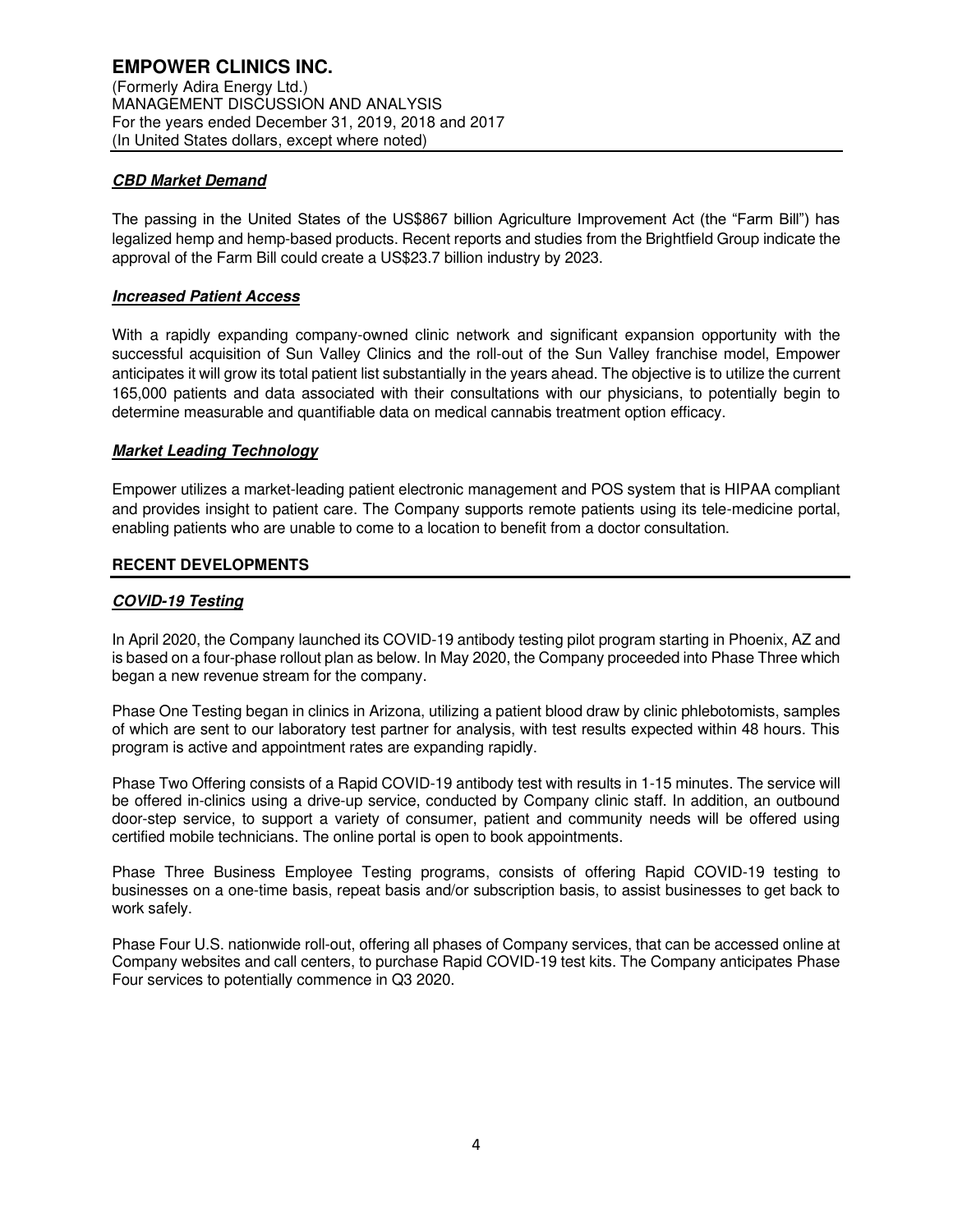### ***CBD Market Demand***

The passing in the United States of the US$867 billion Agriculture Improvement Act (the "Farm Bill") has legalized hemp and hemp-based products. Recent reports and studies from the Brightfield Group indicate the approval of the Farm Bill could create a US$23.7 billion industry by 2023.

### ***Increased Patient Access***

With a rapidly expanding company-owned clinic network and significant expansion opportunity with the successful acquisition of Sun Valley Clinics and the roll-out of the Sun Valley franchise model, Empower anticipates it will grow its total patient list substantially in the years ahead. The objective is to utilize the current 165,000 patients and data associated with their consultations with our physicians, to potentially begin to determine measurable and quantifiable data on medical cannabis treatment option efficacy.

### ***Market Leading Technology***

Empower utilizes a market-leading patient electronic management and POS system that is HIPAA compliant and provides insight to patient care. The Company supports remote patients using its tele-medicine portal, enabling patients who are unable to come to a location to benefit from a doctor consultation.

## **RECENT DEVELOPMENTS**

### ***COVID-19 Testing***

In April 2020, the Company launched its COVID-19 antibody testing pilot program starting in Phoenix, AZ and is based on a four-phase rollout plan as below. In May 2020, the Company proceeded into Phase Three which began a new revenue stream for the company.

Phase One Testing began in clinics in Arizona, utilizing a patient blood draw by clinic phlebotomists, samples of which are sent to our laboratory test partner for analysis, with test results expected within 48 hours. This program is active and appointment rates are expanding rapidly.

Phase Two Offering consists of a Rapid COVID-19 antibody test with results in 1-15 minutes. The service will be offered in-clinics using a drive-up service, conducted by Company clinic staff. In addition, an outbound door-step service, to support a variety of consumer, patient and community needs will be offered using certified mobile technicians. The online portal is open to book appointments.

Phase Three Business Employee Testing programs, consists of offering Rapid COVID-19 testing to businesses on a one-time basis, repeat basis and/or subscription basis, to assist businesses to get back to work safely.

Phase Four U.S. nationwide roll-out, offering all phases of Company services, that can be accessed online at Company websites and call centers, to purchase Rapid COVID-19 test kits. The Company anticipates Phase Four services to potentially commence in Q3 2020.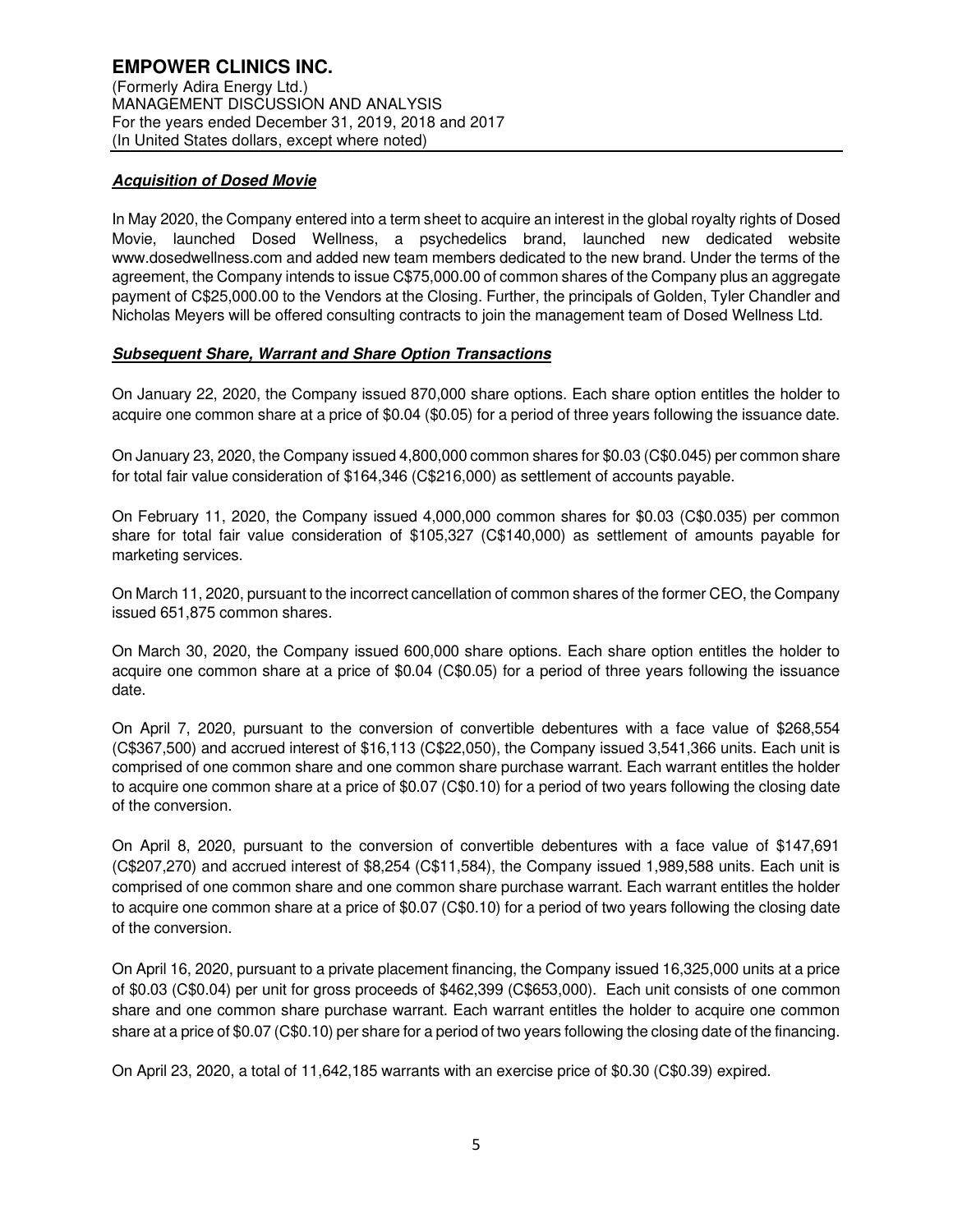### ***Acquisition of Dosed Movie***

In May 2020, the Company entered into a term sheet to acquire an interest in the global royalty rights of Dosed Movie, launched Dosed Wellness, a psychedelics brand, launched new dedicated website www.dosedwellness.com and added new team members dedicated to the new brand. Under the terms of the agreement, the Company intends to issue C$75,000.00 of common shares of the Company plus an aggregate payment of C$25,000.00 to the Vendors at the Closing. Further, the principals of Golden, Tyler Chandler and Nicholas Meyers will be offered consulting contracts to join the management team of Dosed Wellness Ltd.

### ***Subsequent Share, Warrant and Share Option Transactions***

On January 22, 2020, the Company issued 870,000 share options. Each share option entitles the holder to acquire one common share at a price of $0.04 ($0.05) for a period of three years following the issuance date.

On January 23, 2020, the Company issued 4,800,000 common shares for $0.03 (C$0.045) per common share for total fair value consideration of $164,346 (C$216,000) as settlement of accounts payable.

On February 11, 2020, the Company issued 4,000,000 common shares for $0.03 (C$0.035) per common share for total fair value consideration of $105,327 (C$140,000) as settlement of amounts payable for marketing services.

On March 11, 2020, pursuant to the incorrect cancellation of common shares of the former CEO, the Company issued 651,875 common shares.

On March 30, 2020, the Company issued 600,000 share options. Each share option entitles the holder to acquire one common share at a price of $0.04 (C$0.05) for a period of three years following the issuance date.

On April 7, 2020, pursuant to the conversion of convertible debentures with a face value of $268,554 (C$367,500) and accrued interest of $16,113 (C$22,050), the Company issued 3,541,366 units. Each unit is comprised of one common share and one common share purchase warrant. Each warrant entitles the holder to acquire one common share at a price of $0.07 (C$0.10) for a period of two years following the closing date of the conversion.

On April 8, 2020, pursuant to the conversion of convertible debentures with a face value of $147,691 (C$207,270) and accrued interest of $8,254 (C$11,584), the Company issued 1,989,588 units. Each unit is comprised of one common share and one common share purchase warrant. Each warrant entitles the holder to acquire one common share at a price of $0.07 (C$0.10) for a period of two years following the closing date of the conversion.

On April 16, 2020, pursuant to a private placement financing, the Company issued 16,325,000 units at a price of $0.03 (C$0.04) per unit for gross proceeds of $462,399 (C$653,000). Each unit consists of one common share and one common share purchase warrant. Each warrant entitles the holder to acquire one common share at a price of $0.07 (C$0.10) per share for a period of two years following the closing date of the financing.

On April 23, 2020, a total of 11,642,185 warrants with an exercise price of $0.30 (C$0.39) expired.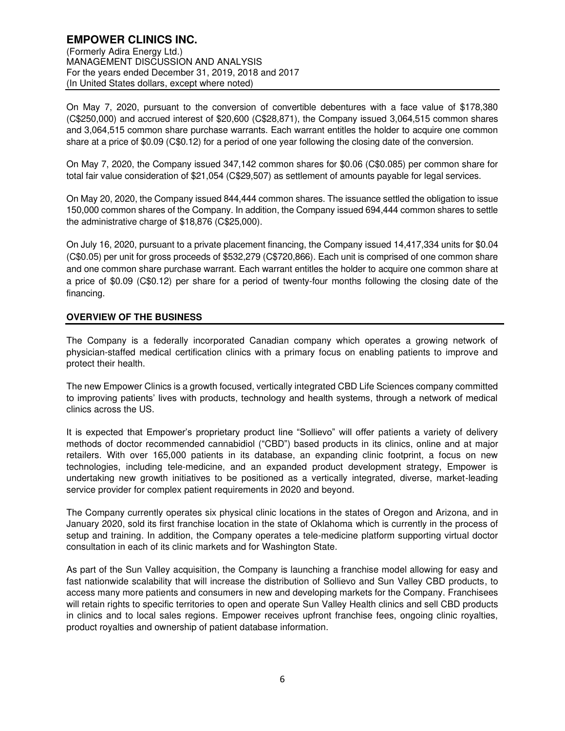On May 7, 2020, pursuant to the conversion of convertible debentures with a face value of $178,380 (C$250,000) and accrued interest of $20,600 (C$28,871), the Company issued 3,064,515 common shares and 3,064,515 common share purchase warrants. Each warrant entitles the holder to acquire one common share at a price of $0.09 (C$0.12) for a period of one year following the closing date of the conversion.

On May 7, 2020, the Company issued 347,142 common shares for $0.06 (C$0.085) per common share for total fair value consideration of $21,054 (C$29,507) as settlement of amounts payable for legal services.

On May 20, 2020, the Company issued 844,444 common shares. The issuance settled the obligation to issue 150,000 common shares of the Company. In addition, the Company issued 694,444 common shares to settle the administrative charge of $18,876 (C$25,000).

On July 16, 2020, pursuant to a private placement financing, the Company issued 14,417,334 units for $0.04 (C$0.05) per unit for gross proceeds of $532,279 (C$720,866). Each unit is comprised of one common share and one common share purchase warrant. Each warrant entitles the holder to acquire one common share at a price of $0.09 (C$0.12) per share for a period of twenty-four months following the closing date of the financing.

## OVERVIEW OF THE BUSINESS

The Company is a federally incorporated Canadian company which operates a growing network of physician-staffed medical certification clinics with a primary focus on enabling patients to improve and protect their health.

The new Empower Clinics is a growth focused, vertically integrated CBD Life Sciences company committed to improving patients' lives with products, technology and health systems, through a network of medical clinics across the US.

It is expected that Empower's proprietary product line "Sollievo" will offer patients a variety of delivery methods of doctor recommended cannabidiol ("CBD") based products in its clinics, online and at major retailers. With over 165,000 patients in its database, an expanding clinic footprint, a focus on new technologies, including tele-medicine, and an expanded product development strategy, Empower is undertaking new growth initiatives to be positioned as a vertically integrated, diverse, market-leading service provider for complex patient requirements in 2020 and beyond.

The Company currently operates six physical clinic locations in the states of Oregon and Arizona, and in January 2020, sold its first franchise location in the state of Oklahoma which is currently in the process of setup and training. In addition, the Company operates a tele-medicine platform supporting virtual doctor consultation in each of its clinic markets and for Washington State.

As part of the Sun Valley acquisition, the Company is launching a franchise model allowing for easy and fast nationwide scalability that will increase the distribution of Sollievo and Sun Valley CBD products, to access many more patients and consumers in new and developing markets for the Company. Franchisees will retain rights to specific territories to open and operate Sun Valley Health clinics and sell CBD products in clinics and to local sales regions. Empower receives upfront franchise fees, ongoing clinic royalties, product royalties and ownership of patient database information.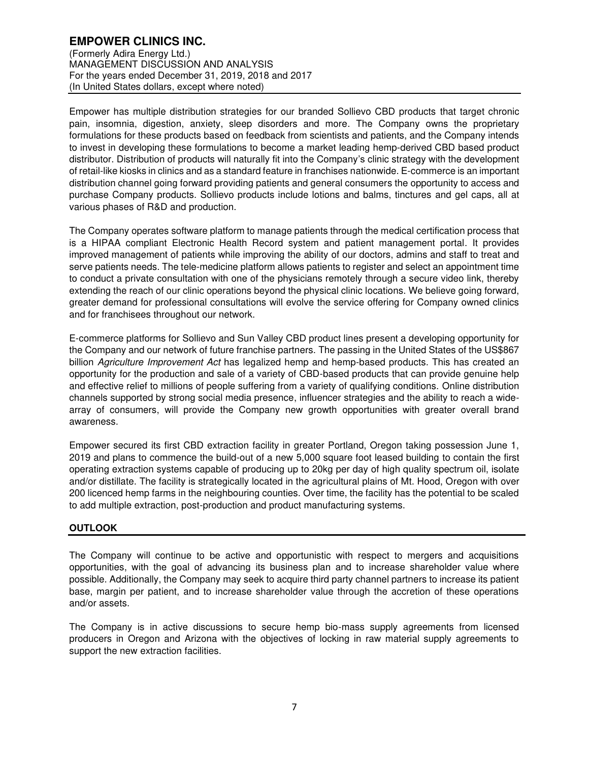Empower has multiple distribution strategies for our branded Sollievo CBD products that target chronic pain, insomnia, digestion, anxiety, sleep disorders and more. The Company owns the proprietary formulations for these products based on feedback from scientists and patients, and the Company intends to invest in developing these formulations to become a market leading hemp-derived CBD based product distributor. Distribution of products will naturally fit into the Company's clinic strategy with the development of retail-like kiosks in clinics and as a standard feature in franchises nationwide. E-commerce is an important distribution channel going forward providing patients and general consumers the opportunity to access and purchase Company products. Sollievo products include lotions and balms, tinctures and gel caps, all at various phases of R&D and production.

The Company operates software platform to manage patients through the medical certification process that is a HIPAA compliant Electronic Health Record system and patient management portal. It provides improved management of patients while improving the ability of our doctors, admins and staff to treat and serve patients needs. The tele-medicine platform allows patients to register and select an appointment time to conduct a private consultation with one of the physicians remotely through a secure video link, thereby extending the reach of our clinic operations beyond the physical clinic locations. We believe going forward, greater demand for professional consultations will evolve the service offering for Company owned clinics and for franchisees throughout our network.

E-commerce platforms for Sollievo and Sun Valley CBD product lines present a developing opportunity for the Company and our network of future franchise partners. The passing in the United States of the US$867 billion *Agriculture Improvement Act* has legalized hemp and hemp-based products. This has created an opportunity for the production and sale of a variety of CBD-based products that can provide genuine help and effective relief to millions of people suffering from a variety of qualifying conditions. Online distribution channels supported by strong social media presence, influencer strategies and the ability to reach a wide-array of consumers, will provide the Company new growth opportunities with greater overall brand awareness.

Empower secured its first CBD extraction facility in greater Portland, Oregon taking possession June 1, 2019 and plans to commence the build-out of a new 5,000 square foot leased building to contain the first operating extraction systems capable of producing up to 20kg per day of high quality spectrum oil, isolate and/or distillate. The facility is strategically located in the agricultural plains of Mt. Hood, Oregon with over 200 licenced hemp farms in the neighbouring counties. Over time, the facility has the potential to be scaled to add multiple extraction, post-production and product manufacturing systems.

## OUTLOOK

The Company will continue to be active and opportunistic with respect to mergers and acquisitions opportunities, with the goal of advancing its business plan and to increase shareholder value where possible. Additionally, the Company may seek to acquire third party channel partners to increase its patient base, margin per patient, and to increase shareholder value through the accretion of these operations and/or assets.

The Company is in active discussions to secure hemp bio-mass supply agreements from licensed producers in Oregon and Arizona with the objectives of locking in raw material supply agreements to support the new extraction facilities.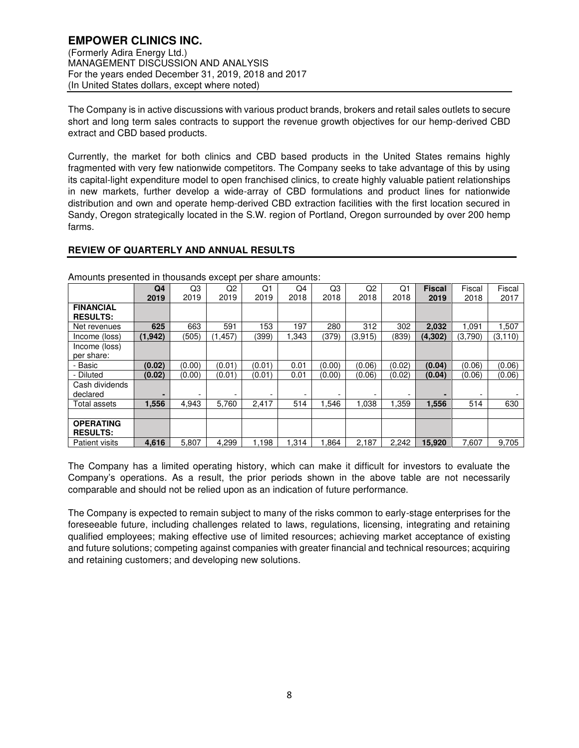The Company is in active discussions with various product brands, brokers and retail sales outlets to secure short and long term sales contracts to support the revenue growth objectives for our hemp-derived CBD extract and CBD based products.

Currently, the market for both clinics and CBD based products in the United States remains highly fragmented with very few nationwide competitors. The Company seeks to take advantage of this by using its capital-light expenditure model to open franchised clinics, to create highly valuable patient relationships in new markets, further develop a wide-array of CBD formulations and product lines for nationwide distribution and own and operate hemp-derived CBD extraction facilities with the first location secured in Sandy, Oregon strategically located in the S.W. region of Portland, Oregon surrounded by over 200 hemp farms.

## REVIEW OF QUARTERLY AND ANNUAL RESULTS

Amounts presented in thousands except per share amounts:

| | **Q4 2019** | Q3 2019 | Q2 2019 | Q1 2019 | Q4 2018 | Q3 2018 | Q2 2018 | Q1 2018 | **Fiscal 2019** | Fiscal 2018 | Fiscal 2017 |
|---|---|---|---|---|---|---|---|---|---|---|---|
| **FINANCIAL RESULTS:** | | | | | | | | | | | |
| Net revenues | **625** | 663 | 591 | 153 | 197 | 280 | 312 | 302 | **2,032** | 1,091 | 1,507 |
| Income (loss) | **(1,942)** | (505) | (1,457) | (399) | 1,343 | (379) | (3,915) | (839) | **(4,302)** | (3,790) | (3,110) |
| Income (loss) per share: | | | | | | | | | | | |
| - Basic | **(0.02)** | (0.00) | (0.01) | (0.01) | 0.01 | (0.00) | (0.06) | (0.02) | **(0.04)** | (0.06) | (0.06) |
| - Diluted | **(0.02)** | (0.00) | (0.01) | (0.01) | 0.01 | (0.00) | (0.06) | (0.02) | **(0.04)** | (0.06) | (0.06) |
| Cash dividends declared | **-** | - | - | - | - | - | - | - | **-** | - | - |
| Total assets | **1,556** | 4,943 | 5,760 | 2,417 | 514 | 1,546 | 1,038 | 1,359 | **1,556** | 514 | 630 |
| | | | | | | | | | | | |
| **OPERATING RESULTS:** | | | | | | | | | | | |
| Patient visits | **4,616** | 5,807 | 4,299 | 1,198 | 1,314 | 1,864 | 2,187 | 2,242 | **15,920** | 7,607 | 9,705 |

The Company has a limited operating history, which can make it difficult for investors to evaluate the Company's operations. As a result, the prior periods shown in the above table are not necessarily comparable and should not be relied upon as an indication of future performance.

The Company is expected to remain subject to many of the risks common to early-stage enterprises for the foreseeable future, including challenges related to laws, regulations, licensing, integrating and retaining qualified employees; making effective use of limited resources; achieving market acceptance of existing and future solutions; competing against companies with greater financial and technical resources; acquiring and retaining customers; and developing new solutions.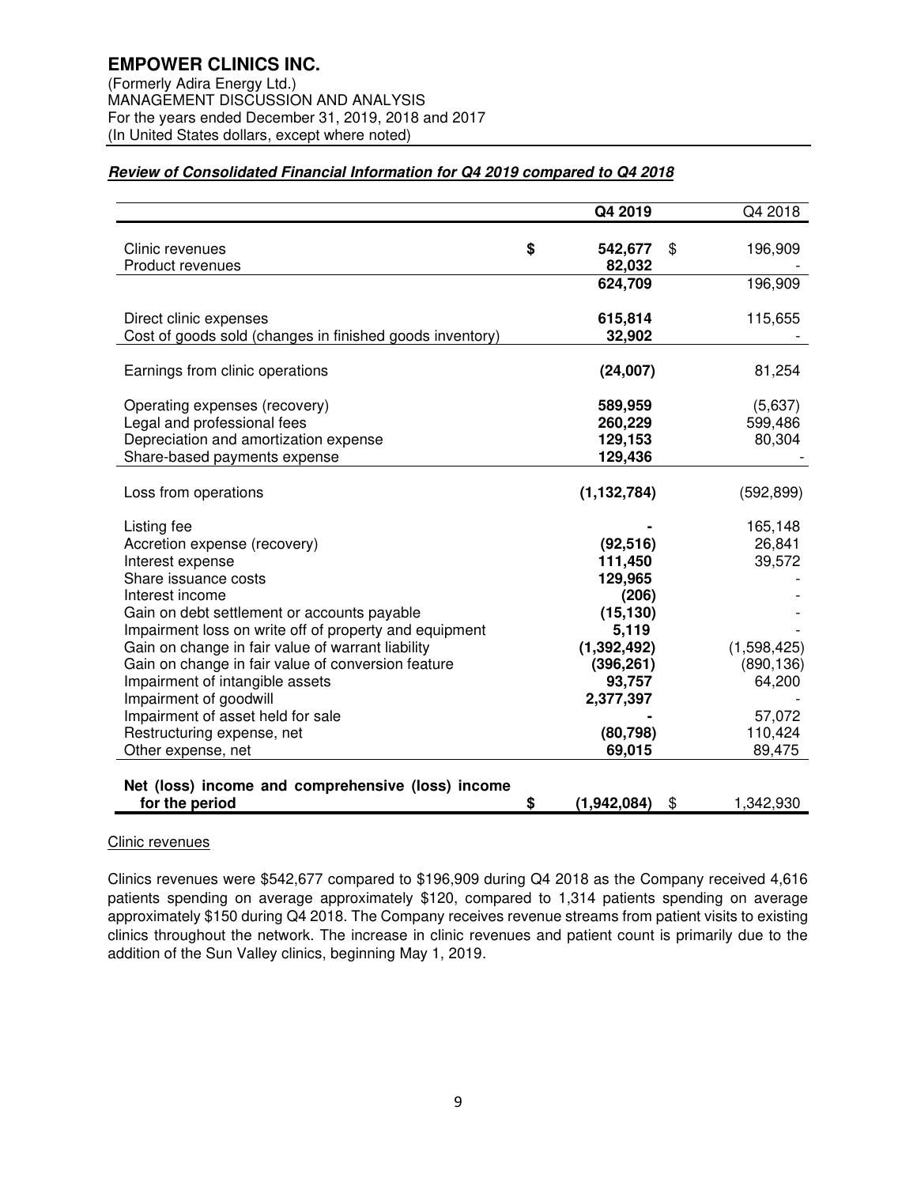**EMPOWER CLINICS INC.**
(Formerly Adira Energy Ltd.)
MANAGEMENT DISCUSSION AND ANALYSIS
For the years ended December 31, 2019, 2018 and 2017
(In United States dollars, except where noted)

***Review of Consolidated Financial Information for Q4 2019 compared to Q4 2018***

| | Q4 2019 | Q4 2018 |
|---|---|---|
| Clinic revenues | $ 542,677 | $ 196,909 |
| Product revenues | 82,032 | - |
| | 624,709 | 196,909 |
| Direct clinic expenses | 615,814 | 115,655 |
| Cost of goods sold (changes in finished goods inventory) | 32,902 | - |
| Earnings from clinic operations | (24,007) | 81,254 |
| Operating expenses (recovery) | 589,959 | (5,637) |
| Legal and professional fees | 260,229 | 599,486 |
| Depreciation and amortization expense | 129,153 | 80,304 |
| Share-based payments expense | 129,436 | - |
| Loss from operations | (1,132,784) | (592,899) |
| Listing fee | - | 165,148 |
| Accretion expense (recovery) | (92,516) | 26,841 |
| Interest expense | 111,450 | 39,572 |
| Share issuance costs | 129,965 | - |
| Interest income | (206) | - |
| Gain on debt settlement or accounts payable | (15,130) | - |
| Impairment loss on write off of property and equipment | 5,119 | - |
| Gain on change in fair value of warrant liability | (1,392,492) | (1,598,425) |
| Gain on change in fair value of conversion feature | (396,261) | (890,136) |
| Impairment of intangible assets | 93,757 | 64,200 |
| Impairment of goodwill | 2,377,397 | - |
| Impairment of asset held for sale | - | 57,072 |
| Restructuring expense, net | (80,798) | 110,424 |
| Other expense, net | 69,015 | 89,475 |
| **Net (loss) income and comprehensive (loss) income for the period** | $ (1,942,084) | $ 1,342,930 |

Clinic revenues

Clinics revenues were $542,677 compared to $196,909 during Q4 2018 as the Company received 4,616 patients spending on average approximately $120, compared to 1,314 patients spending on average approximately $150 during Q4 2018. The Company receives revenue streams from patient visits to existing clinics throughout the network. The increase in clinic revenues and patient count is primarily due to the addition of the Sun Valley clinics, beginning May 1, 2019.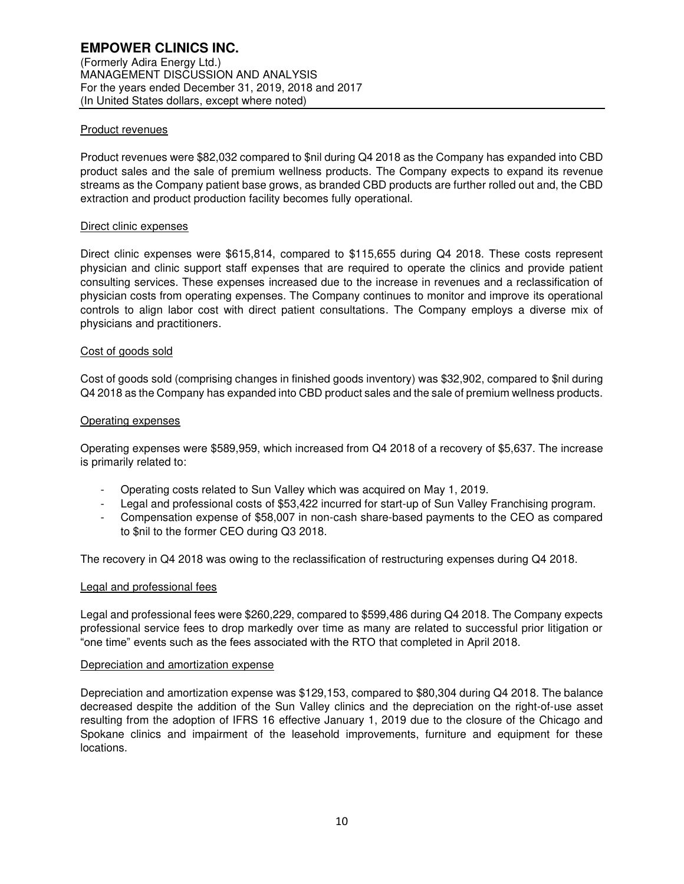#### Product revenues

Product revenues were $82,032 compared to $nil during Q4 2018 as the Company has expanded into CBD product sales and the sale of premium wellness products. The Company expects to expand its revenue streams as the Company patient base grows, as branded CBD products are further rolled out and, the CBD extraction and product production facility becomes fully operational.

#### Direct clinic expenses

Direct clinic expenses were $615,814, compared to $115,655 during Q4 2018. These costs represent physician and clinic support staff expenses that are required to operate the clinics and provide patient consulting services. These expenses increased due to the increase in revenues and a reclassification of physician costs from operating expenses. The Company continues to monitor and improve its operational controls to align labor cost with direct patient consultations. The Company employs a diverse mix of physicians and practitioners.

#### Cost of goods sold

Cost of goods sold (comprising changes in finished goods inventory) was $32,902, compared to $nil during Q4 2018 as the Company has expanded into CBD product sales and the sale of premium wellness products.

#### Operating expenses

Operating expenses were $589,959, which increased from Q4 2018 of a recovery of $5,637. The increase is primarily related to:

- Operating costs related to Sun Valley which was acquired on May 1, 2019.
- Legal and professional costs of $53,422 incurred for start-up of Sun Valley Franchising program.
- Compensation expense of $58,007 in non-cash share-based payments to the CEO as compared to $nil to the former CEO during Q3 2018.

The recovery in Q4 2018 was owing to the reclassification of restructuring expenses during Q4 2018.

#### Legal and professional fees

Legal and professional fees were $260,229, compared to $599,486 during Q4 2018. The Company expects professional service fees to drop markedly over time as many are related to successful prior litigation or "one time" events such as the fees associated with the RTO that completed in April 2018.

#### Depreciation and amortization expense

Depreciation and amortization expense was $129,153, compared to $80,304 during Q4 2018. The balance decreased despite the addition of the Sun Valley clinics and the depreciation on the right-of-use asset resulting from the adoption of IFRS 16 effective January 1, 2019 due to the closure of the Chicago and Spokane clinics and impairment of the leasehold improvements, furniture and equipment for these locations.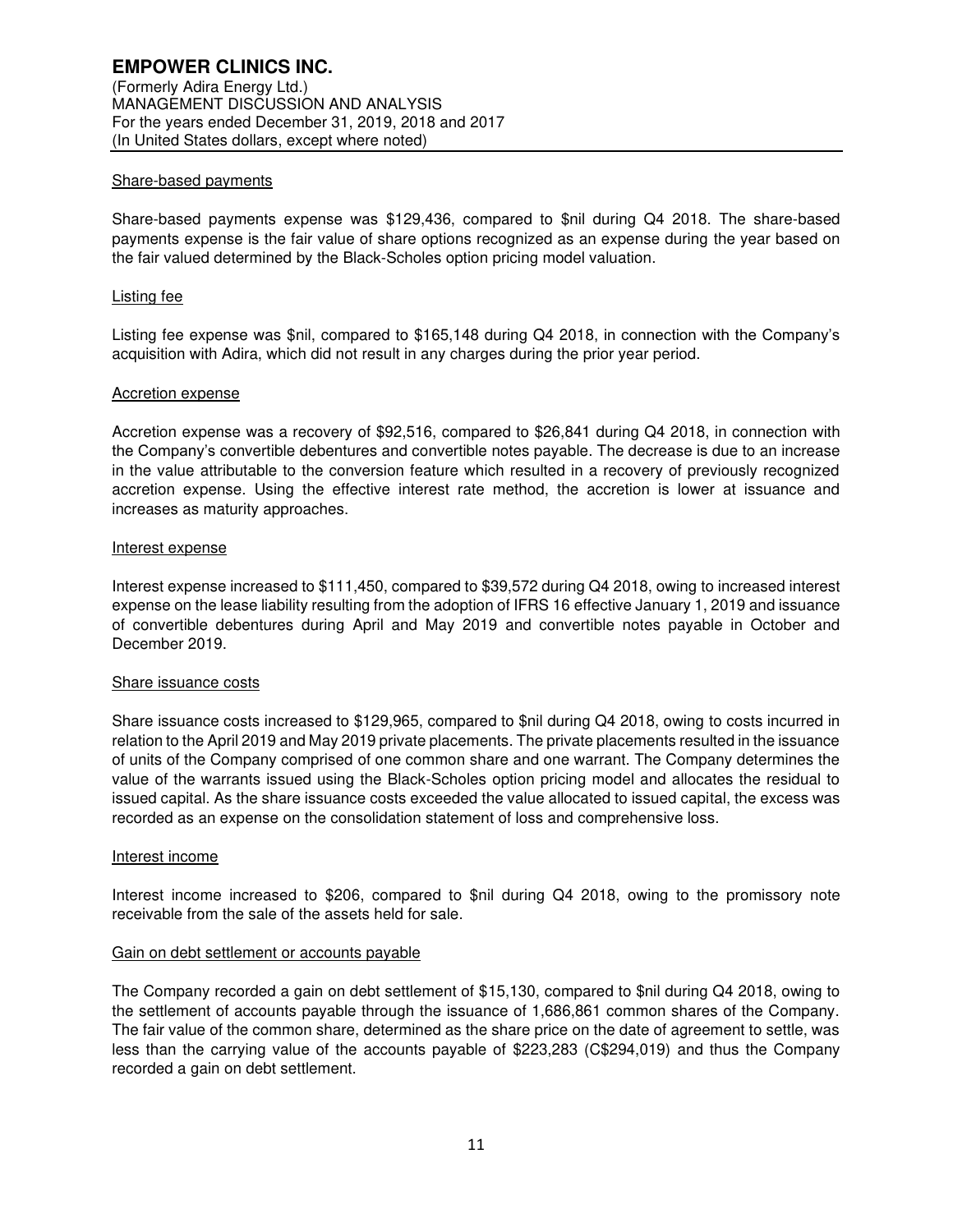#### Share-based payments

Share-based payments expense was $129,436, compared to $nil during Q4 2018. The share-based payments expense is the fair value of share options recognized as an expense during the year based on the fair valued determined by the Black-Scholes option pricing model valuation.

#### Listing fee

Listing fee expense was $nil, compared to $165,148 during Q4 2018, in connection with the Company's acquisition with Adira, which did not result in any charges during the prior year period.

#### Accretion expense

Accretion expense was a recovery of $92,516, compared to $26,841 during Q4 2018, in connection with the Company's convertible debentures and convertible notes payable. The decrease is due to an increase in the value attributable to the conversion feature which resulted in a recovery of previously recognized accretion expense. Using the effective interest rate method, the accretion is lower at issuance and increases as maturity approaches.

#### Interest expense

Interest expense increased to $111,450, compared to $39,572 during Q4 2018, owing to increased interest expense on the lease liability resulting from the adoption of IFRS 16 effective January 1, 2019 and issuance of convertible debentures during April and May 2019 and convertible notes payable in October and December 2019.

#### Share issuance costs

Share issuance costs increased to $129,965, compared to $nil during Q4 2018, owing to costs incurred in relation to the April 2019 and May 2019 private placements. The private placements resulted in the issuance of units of the Company comprised of one common share and one warrant. The Company determines the value of the warrants issued using the Black-Scholes option pricing model and allocates the residual to issued capital. As the share issuance costs exceeded the value allocated to issued capital, the excess was recorded as an expense on the consolidation statement of loss and comprehensive loss.

#### Interest income

Interest income increased to $206, compared to $nil during Q4 2018, owing to the promissory note receivable from the sale of the assets held for sale.

#### Gain on debt settlement or accounts payable

The Company recorded a gain on debt settlement of $15,130, compared to $nil during Q4 2018, owing to the settlement of accounts payable through the issuance of 1,686,861 common shares of the Company. The fair value of the common share, determined as the share price on the date of agreement to settle, was less than the carrying value of the accounts payable of $223,283 (C$294,019) and thus the Company recorded a gain on debt settlement.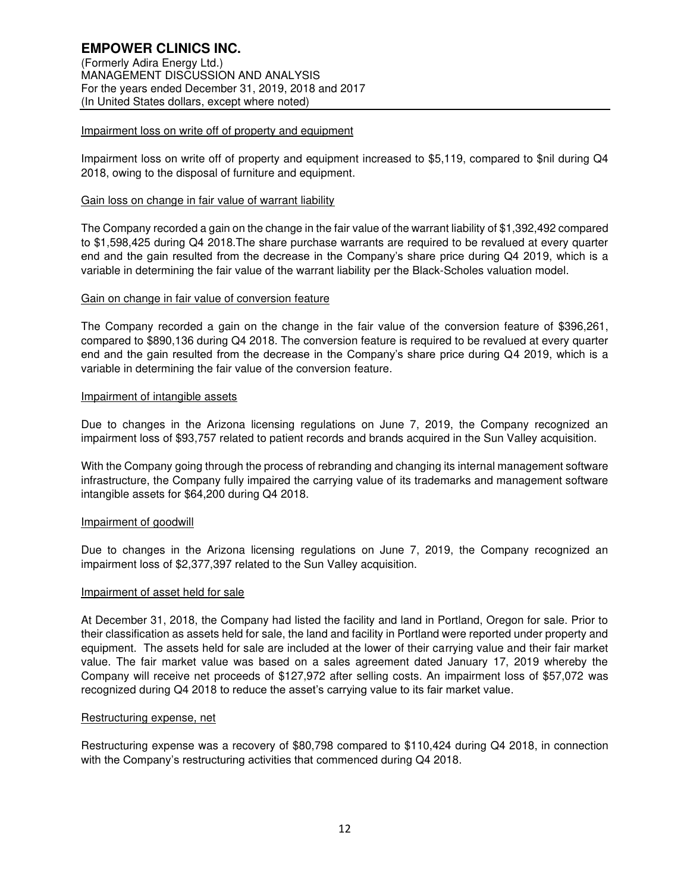#### Impairment loss on write off of property and equipment

Impairment loss on write off of property and equipment increased to $5,119, compared to $nil during Q4 2018, owing to the disposal of furniture and equipment.

#### Gain loss on change in fair value of warrant liability

The Company recorded a gain on the change in the fair value of the warrant liability of $1,392,492 compared to $1,598,425 during Q4 2018.The share purchase warrants are required to be revalued at every quarter end and the gain resulted from the decrease in the Company's share price during Q4 2019, which is a variable in determining the fair value of the warrant liability per the Black-Scholes valuation model.

#### Gain on change in fair value of conversion feature

The Company recorded a gain on the change in the fair value of the conversion feature of $396,261, compared to $890,136 during Q4 2018. The conversion feature is required to be revalued at every quarter end and the gain resulted from the decrease in the Company's share price during Q4 2019, which is a variable in determining the fair value of the conversion feature.

#### Impairment of intangible assets

Due to changes in the Arizona licensing regulations on June 7, 2019, the Company recognized an impairment loss of $93,757 related to patient records and brands acquired in the Sun Valley acquisition.

With the Company going through the process of rebranding and changing its internal management software infrastructure, the Company fully impaired the carrying value of its trademarks and management software intangible assets for $64,200 during Q4 2018.

#### Impairment of goodwill

Due to changes in the Arizona licensing regulations on June 7, 2019, the Company recognized an impairment loss of $2,377,397 related to the Sun Valley acquisition.

#### Impairment of asset held for sale

At December 31, 2018, the Company had listed the facility and land in Portland, Oregon for sale. Prior to their classification as assets held for sale, the land and facility in Portland were reported under property and equipment. The assets held for sale are included at the lower of their carrying value and their fair market value. The fair market value was based on a sales agreement dated January 17, 2019 whereby the Company will receive net proceeds of $127,972 after selling costs. An impairment loss of $57,072 was recognized during Q4 2018 to reduce the asset's carrying value to its fair market value.

#### Restructuring expense, net

Restructuring expense was a recovery of $80,798 compared to $110,424 during Q4 2018, in connection with the Company's restructuring activities that commenced during Q4 2018.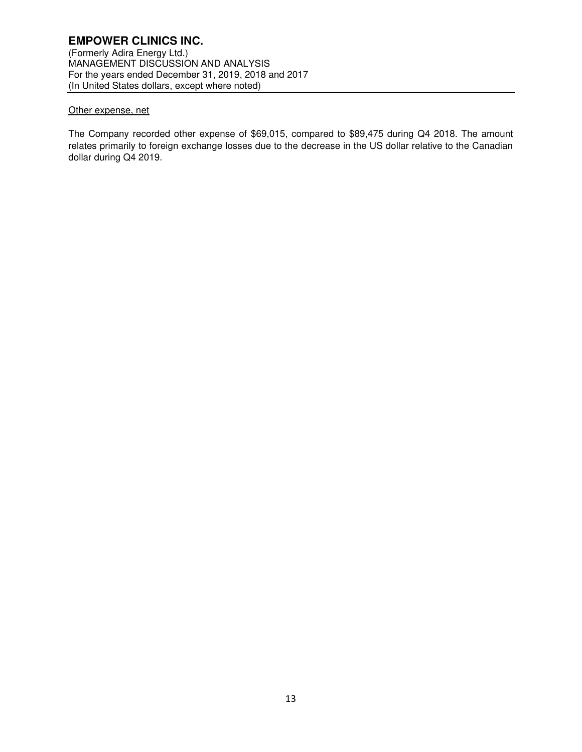Other expense, net

The Company recorded other expense of $69,015, compared to $89,475 during Q4 2018. The amount relates primarily to foreign exchange losses due to the decrease in the US dollar relative to the Canadian dollar during Q4 2019.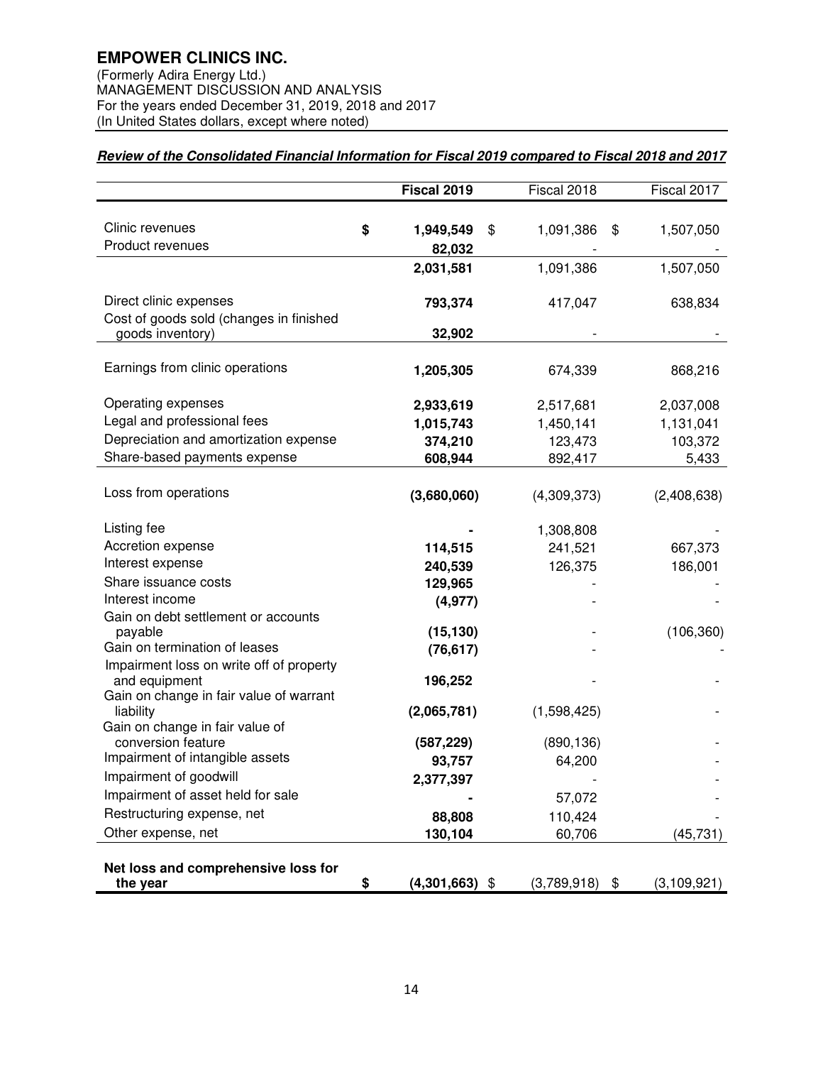**EMPOWER CLINICS INC.**
(Formerly Adira Energy Ltd.)
MANAGEMENT DISCUSSION AND ANALYSIS
For the years ended December 31, 2019, 2018 and 2017
(In United States dollars, except where noted)

***Review of the Consolidated Financial Information for Fiscal 2019 compared to Fiscal 2018 and 2017***

| | **Fiscal 2019** | Fiscal 2018 | Fiscal 2017 |
|---|---|---|---|
| Clinic revenues | **$ 1,949,549** | $ 1,091,386 | $ 1,507,050 |
| Product revenues | **82,032** | - | - |
| | **2,031,581** | 1,091,386 | 1,507,050 |
| Direct clinic expenses | **793,374** | 417,047 | 638,834 |
| Cost of goods sold (changes in finished goods inventory) | **32,902** | - | - |
| Earnings from clinic operations | **1,205,305** | 674,339 | 868,216 |
| Operating expenses | **2,933,619** | 2,517,681 | 2,037,008 |
| Legal and professional fees | **1,015,743** | 1,450,141 | 1,131,041 |
| Depreciation and amortization expense | **374,210** | 123,473 | 103,372 |
| Share-based payments expense | **608,944** | 892,417 | 5,433 |
| Loss from operations | **(3,680,060)** | (4,309,373) | (2,408,638) |
| Listing fee | **-** | 1,308,808 | - |
| Accretion expense | **114,515** | 241,521 | 667,373 |
| Interest expense | **240,539** | 126,375 | 186,001 |
| Share issuance costs | **129,965** | - | - |
| Interest income | **(4,977)** | - | - |
| Gain on debt settlement or accounts payable | **(15,130)** | - | (106,360) |
| Gain on termination of leases | **(76,617)** | - | - |
| Impairment loss on write off of property and equipment | **196,252** | - | - |
| Gain on change in fair value of warrant liability | **(2,065,781)** | (1,598,425) | - |
| Gain on change in fair value of conversion feature | **(587,229)** | (890,136) | - |
| Impairment of intangible assets | **93,757** | 64,200 | - |
| Impairment of goodwill | **2,377,397** | - | - |
| Impairment of asset held for sale | **-** | 57,072 | - |
| Restructuring expense, net | **88,808** | 110,424 | - |
| Other expense, net | **130,104** | 60,706 | (45,731) |
| **Net loss and comprehensive loss for the year** | **$ (4,301,663)** | $ (3,789,918) | $ (3,109,921) |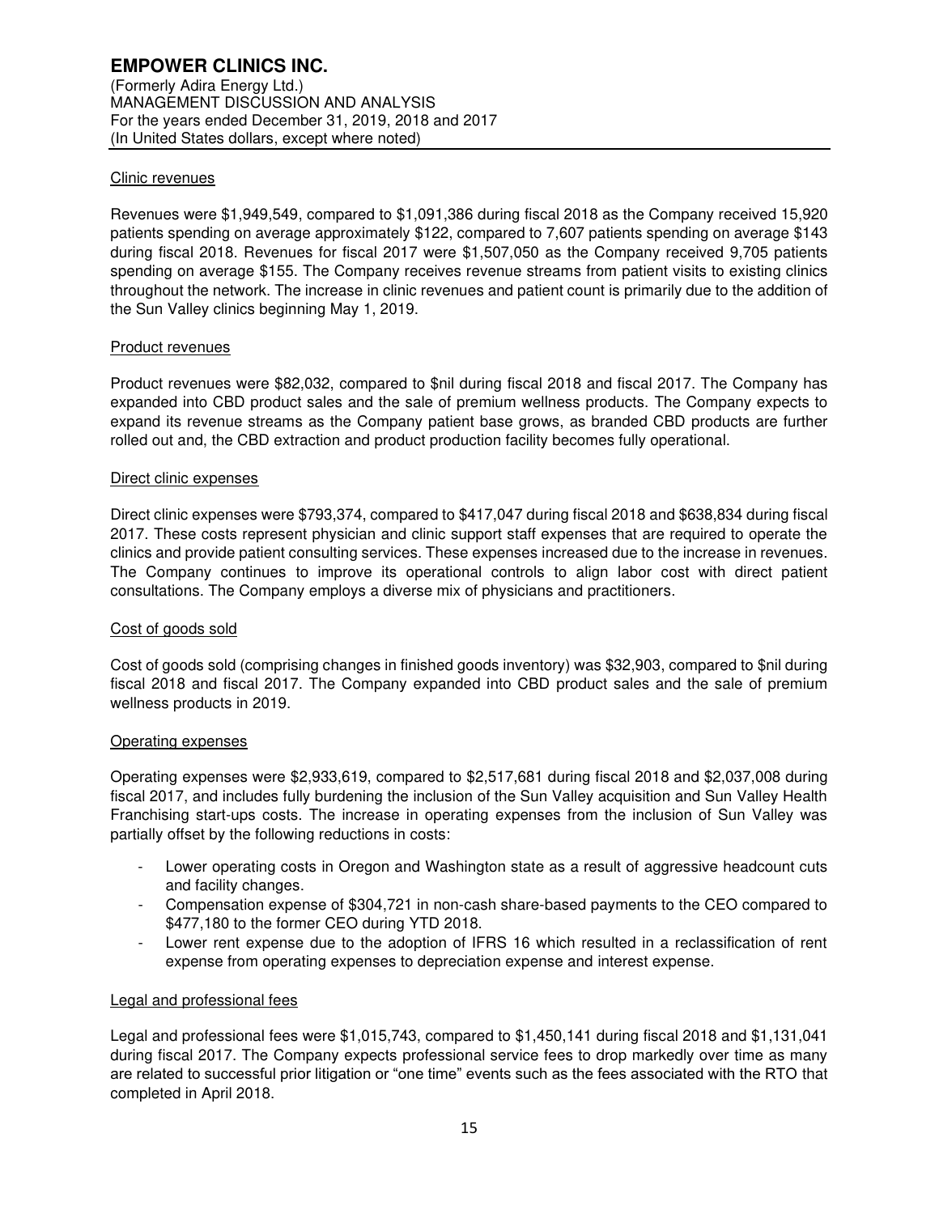Clinic revenues

Revenues were $1,949,549, compared to $1,091,386 during fiscal 2018 as the Company received 15,920 patients spending on average approximately $122, compared to 7,607 patients spending on average $143 during fiscal 2018. Revenues for fiscal 2017 were $1,507,050 as the Company received 9,705 patients spending on average $155. The Company receives revenue streams from patient visits to existing clinics throughout the network. The increase in clinic revenues and patient count is primarily due to the addition of the Sun Valley clinics beginning May 1, 2019.

Product revenues

Product revenues were $82,032, compared to $nil during fiscal 2018 and fiscal 2017. The Company has expanded into CBD product sales and the sale of premium wellness products. The Company expects to expand its revenue streams as the Company patient base grows, as branded CBD products are further rolled out and, the CBD extraction and product production facility becomes fully operational.

Direct clinic expenses

Direct clinic expenses were $793,374, compared to $417,047 during fiscal 2018 and $638,834 during fiscal 2017. These costs represent physician and clinic support staff expenses that are required to operate the clinics and provide patient consulting services. These expenses increased due to the increase in revenues. The Company continues to improve its operational controls to align labor cost with direct patient consultations. The Company employs a diverse mix of physicians and practitioners.

Cost of goods sold

Cost of goods sold (comprising changes in finished goods inventory) was $32,903, compared to $nil during fiscal 2018 and fiscal 2017. The Company expanded into CBD product sales and the sale of premium wellness products in 2019.

Operating expenses

Operating expenses were $2,933,619, compared to $2,517,681 during fiscal 2018 and $2,037,008 during fiscal 2017, and includes fully burdening the inclusion of the Sun Valley acquisition and Sun Valley Health Franchising start-ups costs. The increase in operating expenses from the inclusion of Sun Valley was partially offset by the following reductions in costs:

- Lower operating costs in Oregon and Washington state as a result of aggressive headcount cuts and facility changes.
- Compensation expense of $304,721 in non-cash share-based payments to the CEO compared to $477,180 to the former CEO during YTD 2018.
- Lower rent expense due to the adoption of IFRS 16 which resulted in a reclassification of rent expense from operating expenses to depreciation expense and interest expense.

Legal and professional fees

Legal and professional fees were $1,015,743, compared to $1,450,141 during fiscal 2018 and $1,131,041 during fiscal 2017. The Company expects professional service fees to drop markedly over time as many are related to successful prior litigation or "one time" events such as the fees associated with the RTO that completed in April 2018.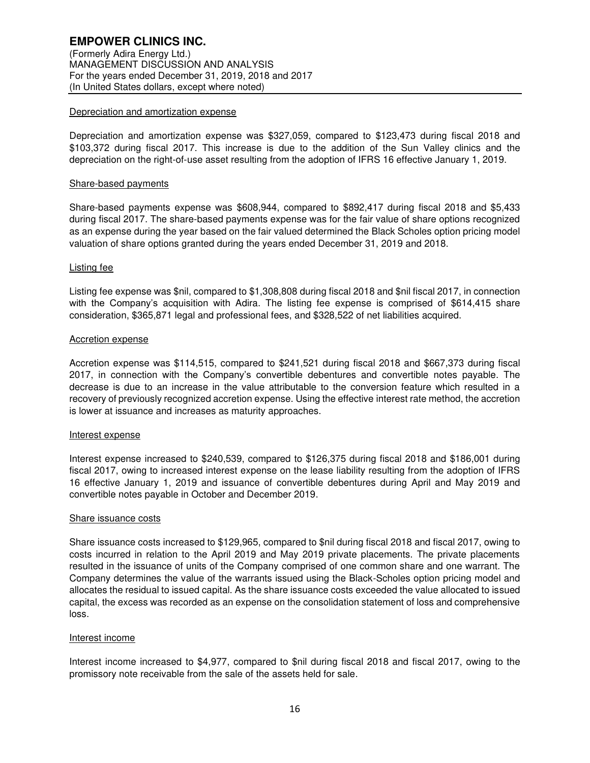Depreciation and amortization expense

Depreciation and amortization expense was $327,059, compared to $123,473 during fiscal 2018 and $103,372 during fiscal 2017. This increase is due to the addition of the Sun Valley clinics and the depreciation on the right-of-use asset resulting from the adoption of IFRS 16 effective January 1, 2019.

Share-based payments

Share-based payments expense was $608,944, compared to $892,417 during fiscal 2018 and $5,433 during fiscal 2017. The share-based payments expense was for the fair value of share options recognized as an expense during the year based on the fair valued determined the Black Scholes option pricing model valuation of share options granted during the years ended December 31, 2019 and 2018.

Listing fee

Listing fee expense was $nil, compared to $1,308,808 during fiscal 2018 and $nil fiscal 2017, in connection with the Company's acquisition with Adira. The listing fee expense is comprised of $614,415 share consideration, $365,871 legal and professional fees, and $328,522 of net liabilities acquired.

Accretion expense

Accretion expense was $114,515, compared to $241,521 during fiscal 2018 and $667,373 during fiscal 2017, in connection with the Company's convertible debentures and convertible notes payable. The decrease is due to an increase in the value attributable to the conversion feature which resulted in a recovery of previously recognized accretion expense. Using the effective interest rate method, the accretion is lower at issuance and increases as maturity approaches.

Interest expense

Interest expense increased to $240,539, compared to $126,375 during fiscal 2018 and $186,001 during fiscal 2017, owing to increased interest expense on the lease liability resulting from the adoption of IFRS 16 effective January 1, 2019 and issuance of convertible debentures during April and May 2019 and convertible notes payable in October and December 2019.

Share issuance costs

Share issuance costs increased to $129,965, compared to $nil during fiscal 2018 and fiscal 2017, owing to costs incurred in relation to the April 2019 and May 2019 private placements. The private placements resulted in the issuance of units of the Company comprised of one common share and one warrant. The Company determines the value of the warrants issued using the Black-Scholes option pricing model and allocates the residual to issued capital. As the share issuance costs exceeded the value allocated to issued capital, the excess was recorded as an expense on the consolidation statement of loss and comprehensive loss.

Interest income

Interest income increased to $4,977, compared to $nil during fiscal 2018 and fiscal 2017, owing to the promissory note receivable from the sale of the assets held for sale.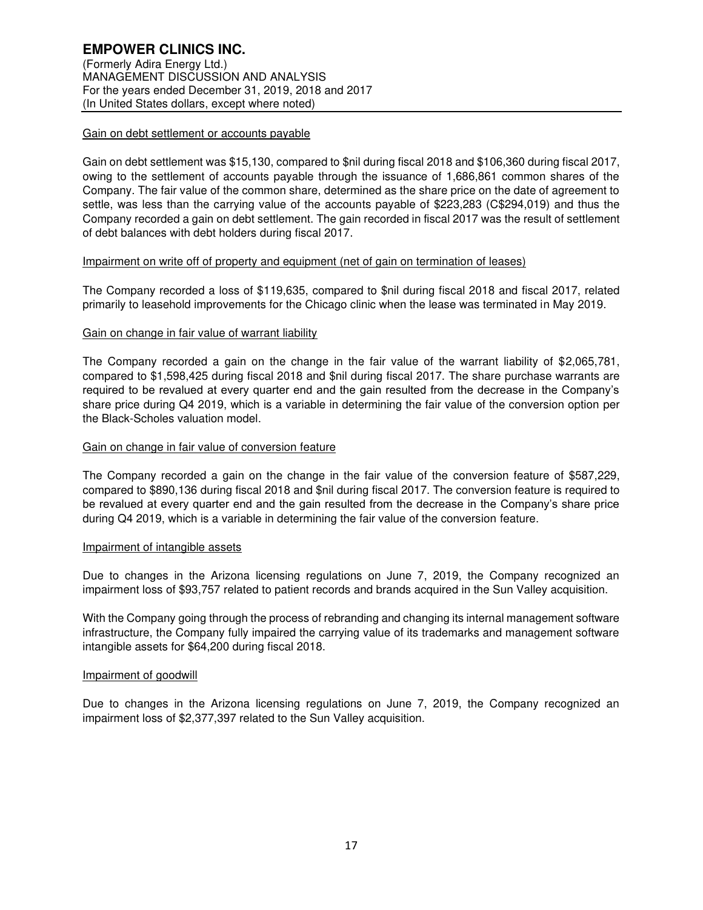Gain on debt settlement or accounts payable

Gain on debt settlement was $15,130, compared to $nil during fiscal 2018 and $106,360 during fiscal 2017, owing to the settlement of accounts payable through the issuance of 1,686,861 common shares of the Company. The fair value of the common share, determined as the share price on the date of agreement to settle, was less than the carrying value of the accounts payable of $223,283 (C$294,019) and thus the Company recorded a gain on debt settlement. The gain recorded in fiscal 2017 was the result of settlement of debt balances with debt holders during fiscal 2017.

Impairment on write off of property and equipment (net of gain on termination of leases)

The Company recorded a loss of $119,635, compared to $nil during fiscal 2018 and fiscal 2017, related primarily to leasehold improvements for the Chicago clinic when the lease was terminated in May 2019.

Gain on change in fair value of warrant liability

The Company recorded a gain on the change in the fair value of the warrant liability of $2,065,781, compared to $1,598,425 during fiscal 2018 and $nil during fiscal 2017. The share purchase warrants are required to be revalued at every quarter end and the gain resulted from the decrease in the Company's share price during Q4 2019, which is a variable in determining the fair value of the conversion option per the Black-Scholes valuation model.

Gain on change in fair value of conversion feature

The Company recorded a gain on the change in the fair value of the conversion feature of $587,229, compared to $890,136 during fiscal 2018 and $nil during fiscal 2017. The conversion feature is required to be revalued at every quarter end and the gain resulted from the decrease in the Company's share price during Q4 2019, which is a variable in determining the fair value of the conversion feature.

Impairment of intangible assets

Due to changes in the Arizona licensing regulations on June 7, 2019, the Company recognized an impairment loss of $93,757 related to patient records and brands acquired in the Sun Valley acquisition.

With the Company going through the process of rebranding and changing its internal management software infrastructure, the Company fully impaired the carrying value of its trademarks and management software intangible assets for $64,200 during fiscal 2018.

Impairment of goodwill

Due to changes in the Arizona licensing regulations on June 7, 2019, the Company recognized an impairment loss of $2,377,397 related to the Sun Valley acquisition.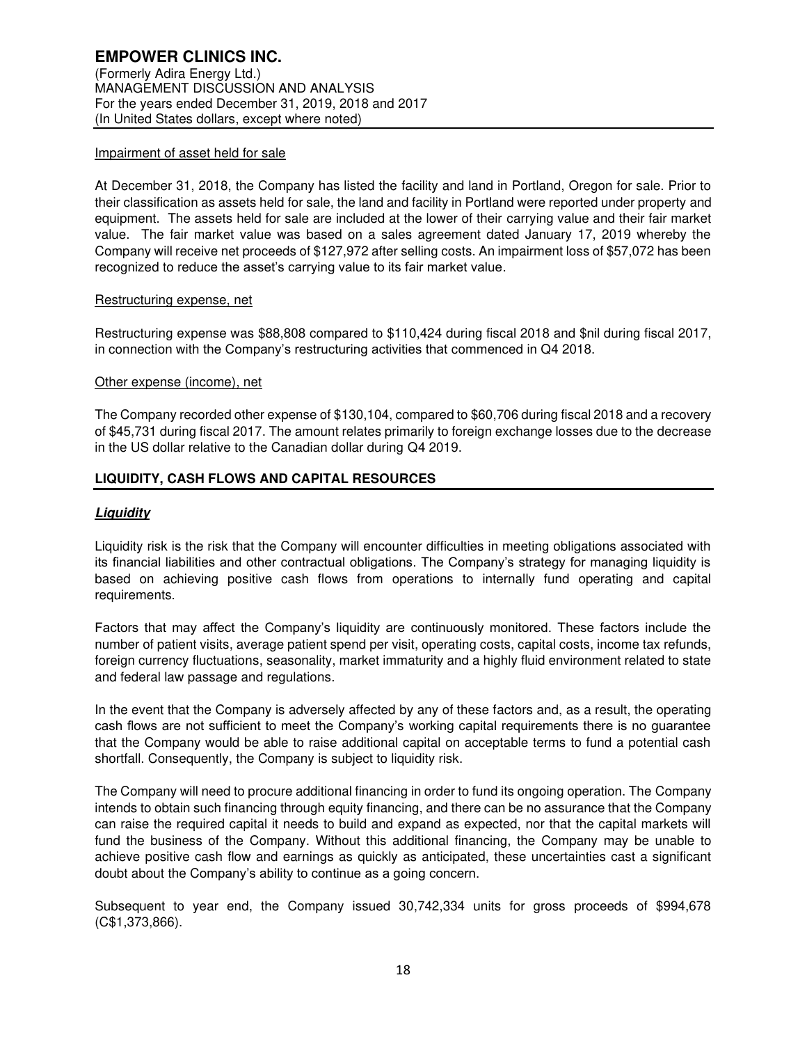Impairment of asset held for sale

At December 31, 2018, the Company has listed the facility and land in Portland, Oregon for sale. Prior to their classification as assets held for sale, the land and facility in Portland were reported under property and equipment. The assets held for sale are included at the lower of their carrying value and their fair market value. The fair market value was based on a sales agreement dated January 17, 2019 whereby the Company will receive net proceeds of $127,972 after selling costs. An impairment loss of $57,072 has been recognized to reduce the asset's carrying value to its fair market value.

Restructuring expense, net

Restructuring expense was $88,808 compared to $110,424 during fiscal 2018 and $nil during fiscal 2017, in connection with the Company's restructuring activities that commenced in Q4 2018.

Other expense (income), net

The Company recorded other expense of $130,104, compared to $60,706 during fiscal 2018 and a recovery of $45,731 during fiscal 2017. The amount relates primarily to foreign exchange losses due to the decrease in the US dollar relative to the Canadian dollar during Q4 2019.

## LIQUIDITY, CASH FLOWS AND CAPITAL RESOURCES

### ***Liquidity***

Liquidity risk is the risk that the Company will encounter difficulties in meeting obligations associated with its financial liabilities and other contractual obligations. The Company's strategy for managing liquidity is based on achieving positive cash flows from operations to internally fund operating and capital requirements.

Factors that may affect the Company's liquidity are continuously monitored. These factors include the number of patient visits, average patient spend per visit, operating costs, capital costs, income tax refunds, foreign currency fluctuations, seasonality, market immaturity and a highly fluid environment related to state and federal law passage and regulations.

In the event that the Company is adversely affected by any of these factors and, as a result, the operating cash flows are not sufficient to meet the Company's working capital requirements there is no guarantee that the Company would be able to raise additional capital on acceptable terms to fund a potential cash shortfall. Consequently, the Company is subject to liquidity risk.

The Company will need to procure additional financing in order to fund its ongoing operation. The Company intends to obtain such financing through equity financing, and there can be no assurance that the Company can raise the required capital it needs to build and expand as expected, nor that the capital markets will fund the business of the Company. Without this additional financing, the Company may be unable to achieve positive cash flow and earnings as quickly as anticipated, these uncertainties cast a significant doubt about the Company's ability to continue as a going concern.

Subsequent to year end, the Company issued 30,742,334 units for gross proceeds of $994,678 (C$1,373,866).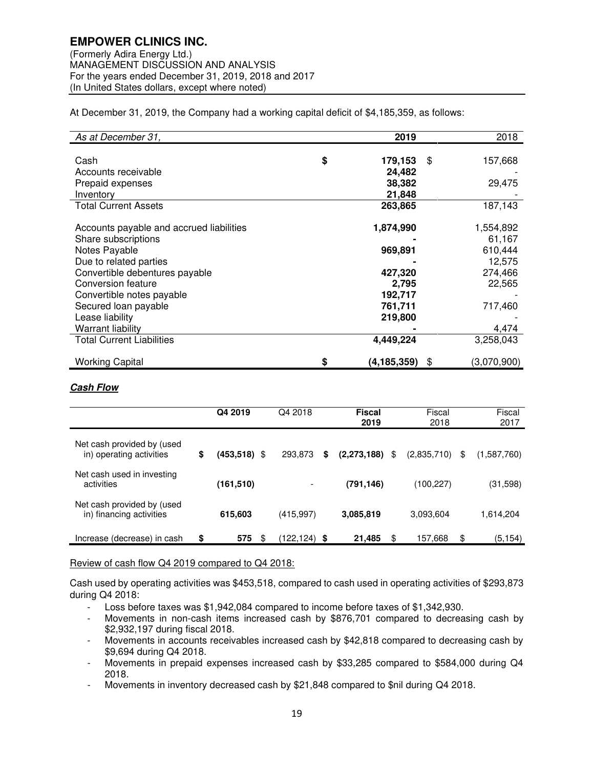At December 31, 2019, the Company had a working capital deficit of $4,185,359, as follows:

| *As at December 31,* | | 2019 | | 2018 |
|---|---|---|---|---|
| Cash | $ | **179,153** | $ | 157,668 |
| Accounts receivable | | **24,482** | | - |
| Prepaid expenses | | **38,382** | | 29,475 |
| Inventory | | **21,848** | | - |
| Total Current Assets | | **263,865** | | 187,143 |
| Accounts payable and accrued liabilities | | **1,874,990** | | 1,554,892 |
| Share subscriptions | | **-** | | 61,167 |
| Notes Payable | | **969,891** | | 610,444 |
| Due to related parties | | **-** | | 12,575 |
| Convertible debentures payable | | **427,320** | | 274,466 |
| Conversion feature | | **2,795** | | 22,565 |
| Convertible notes payable | | **192,717** | | - |
| Secured loan payable | | **761,711** | | 717,460 |
| Lease liability | | **219,800** | | - |
| Warrant liability | | **-** | | 4,474 |
| Total Current Liabilities | | **4,449,224** | | 3,258,043 |
| Working Capital | $ | **(4,185,359)** | $ | (3,070,900) |

### ***Cash Flow***

| | | Q4 2019 | | Q4 2018 | | Fiscal 2019 | | Fiscal 2018 | | Fiscal 2017 |
|---|---|---|---|---|---|---|---|---|---|---|
| Net cash provided by (used in) operating activities | $ | **(453,518)** | $ | 293,873 | $ | **(2,273,188)** | $ | (2,835,710) | $ | (1,587,760) |
| Net cash used in investing activities | | **(161,510)** | | - | | **(791,146)** | | (100,227) | | (31,598) |
| Net cash provided by (used in) financing activities | | **615,603** | | (415,997) | | **3,085,819** | | 3,093,604 | | 1,614,204 |
| Increase (decrease) in cash | $ | **575** | $ | (122,124) | $ | **21,485** | $ | 157,668 | $ | (5,154) |

Review of cash flow Q4 2019 compared to Q4 2018:

Cash used by operating activities was $453,518, compared to cash used in operating activities of $293,873 during Q4 2018:

- Loss before taxes was $1,942,084 compared to income before taxes of $1,342,930.
- Movements in non-cash items increased cash by $876,701 compared to decreasing cash by $2,932,197 during fiscal 2018.
- Movements in accounts receivables increased cash by $42,818 compared to decreasing cash by $9,694 during Q4 2018.
- Movements in prepaid expenses increased cash by $33,285 compared to $584,000 during Q4 2018.
- Movements in inventory decreased cash by $21,848 compared to $nil during Q4 2018.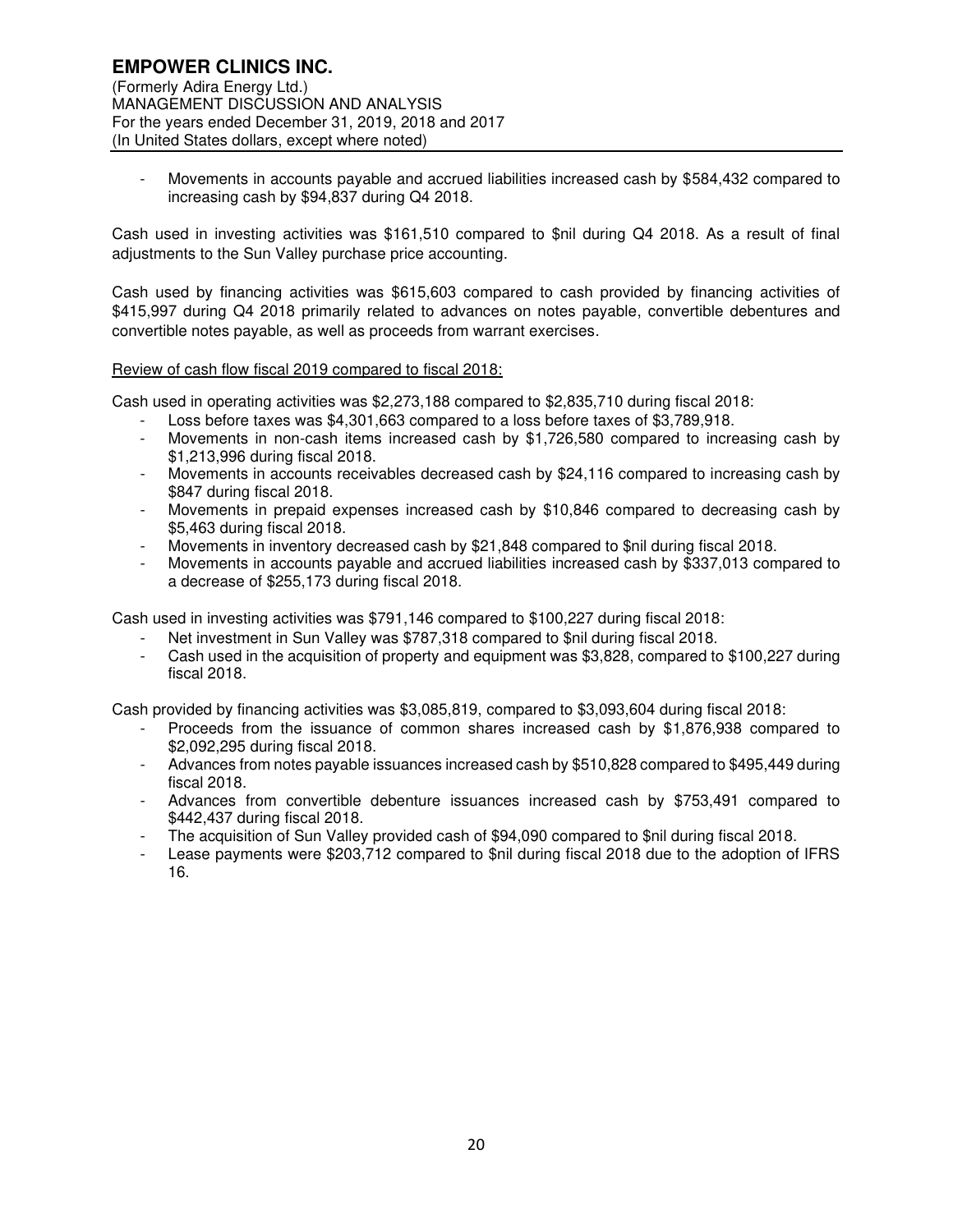- Movements in accounts payable and accrued liabilities increased cash by $584,432 compared to increasing cash by $94,837 during Q4 2018.

Cash used in investing activities was $161,510 compared to $nil during Q4 2018. As a result of final adjustments to the Sun Valley purchase price accounting.

Cash used by financing activities was $615,603 compared to cash provided by financing activities of $415,997 during Q4 2018 primarily related to advances on notes payable, convertible debentures and convertible notes payable, as well as proceeds from warrant exercises.

<u>Review of cash flow fiscal 2019 compared to fiscal 2018:</u>

Cash used in operating activities was $2,273,188 compared to $2,835,710 during fiscal 2018:

- Loss before taxes was $4,301,663 compared to a loss before taxes of $3,789,918.
- Movements in non-cash items increased cash by $1,726,580 compared to increasing cash by $1,213,996 during fiscal 2018.
- Movements in accounts receivables decreased cash by $24,116 compared to increasing cash by $847 during fiscal 2018.
- Movements in prepaid expenses increased cash by $10,846 compared to decreasing cash by $5,463 during fiscal 2018.
- Movements in inventory decreased cash by $21,848 compared to $nil during fiscal 2018.
- Movements in accounts payable and accrued liabilities increased cash by $337,013 compared to a decrease of $255,173 during fiscal 2018.

Cash used in investing activities was $791,146 compared to $100,227 during fiscal 2018:

- Net investment in Sun Valley was $787,318 compared to $nil during fiscal 2018.
- Cash used in the acquisition of property and equipment was $3,828, compared to $100,227 during fiscal 2018.

Cash provided by financing activities was $3,085,819, compared to $3,093,604 during fiscal 2018:

- Proceeds from the issuance of common shares increased cash by $1,876,938 compared to $2,092,295 during fiscal 2018.
- Advances from notes payable issuances increased cash by $510,828 compared to $495,449 during fiscal 2018.
- Advances from convertible debenture issuances increased cash by $753,491 compared to $442,437 during fiscal 2018.
- The acquisition of Sun Valley provided cash of $94,090 compared to $nil during fiscal 2018.
- Lease payments were $203,712 compared to $nil during fiscal 2018 due to the adoption of IFRS 16.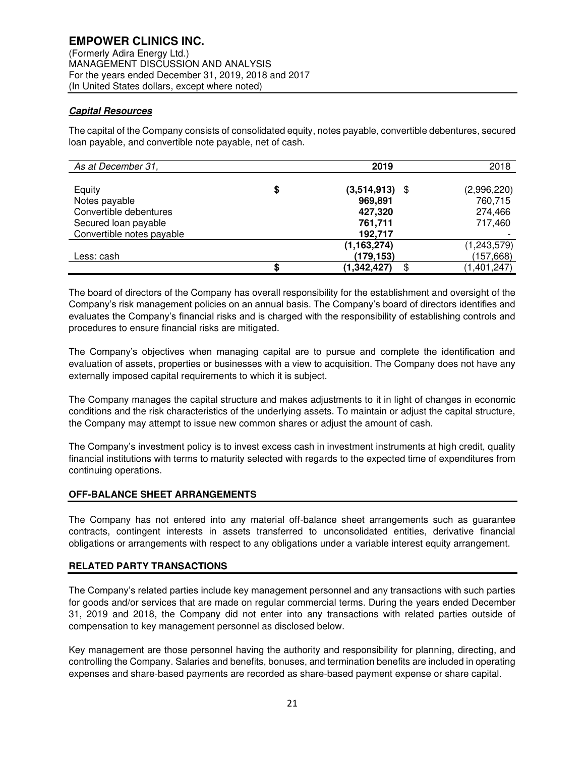### ***Capital Resources***

The capital of the Company consists of consolidated equity, notes payable, convertible debentures, secured loan payable, and convertible note payable, net of cash.

| *As at December 31,* | | **2019** | | 2018 |
|---|---|---|---|---|
| Equity | **$** | **(3,514,913)** | $ | (2,996,220) |
| Notes payable | | **969,891** | | 760,715 |
| Convertible debentures | | **427,320** | | 274,466 |
| Secured loan payable | | **761,711** | | 717,460 |
| Convertible notes payable | | **192,717** | | - |
| | | **(1,163,274)** | | (1,243,579) |
| Less: cash | | **(179,153)** | | (157,668) |
| | **$** | **(1,342,427)** | $ | (1,401,247) |

The board of directors of the Company has overall responsibility for the establishment and oversight of the Company's risk management policies on an annual basis. The Company's board of directors identifies and evaluates the Company's financial risks and is charged with the responsibility of establishing controls and procedures to ensure financial risks are mitigated.

The Company's objectives when managing capital are to pursue and complete the identification and evaluation of assets, properties or businesses with a view to acquisition. The Company does not have any externally imposed capital requirements to which it is subject.

The Company manages the capital structure and makes adjustments to it in light of changes in economic conditions and the risk characteristics of the underlying assets. To maintain or adjust the capital structure, the Company may attempt to issue new common shares or adjust the amount of cash.

The Company's investment policy is to invest excess cash in investment instruments at high credit, quality financial institutions with terms to maturity selected with regards to the expected time of expenditures from continuing operations.

## OFF-BALANCE SHEET ARRANGEMENTS

The Company has not entered into any material off-balance sheet arrangements such as guarantee contracts, contingent interests in assets transferred to unconsolidated entities, derivative financial obligations or arrangements with respect to any obligations under a variable interest equity arrangement.

## RELATED PARTY TRANSACTIONS

The Company's related parties include key management personnel and any transactions with such parties for goods and/or services that are made on regular commercial terms. During the years ended December 31, 2019 and 2018, the Company did not enter into any transactions with related parties outside of compensation to key management personnel as disclosed below.

Key management are those personnel having the authority and responsibility for planning, directing, and controlling the Company. Salaries and benefits, bonuses, and termination benefits are included in operating expenses and share-based payments are recorded as share-based payment expense or share capital.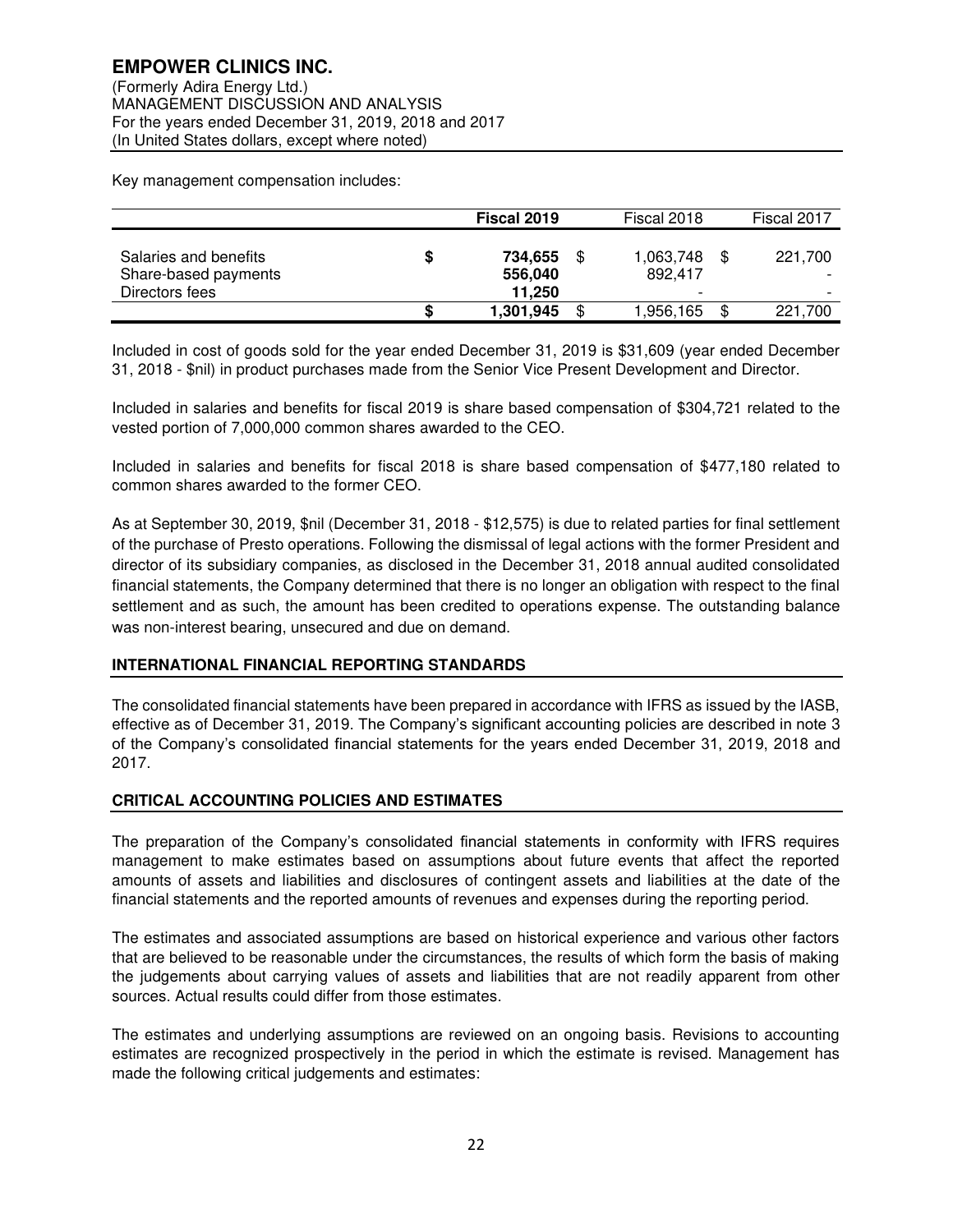Key management compensation includes:

| | Fiscal 2019 | Fiscal 2018 | Fiscal 2017 |
|---|---|---|---|
| Salaries and benefits | **$ 734,655** | $ 1,063,748 | $ 221,700 |
| Share-based payments | **556,040** | 892,417 | - |
| Directors fees | **11,250** | - | - |
| | **$ 1,301,945** | $ 1,956,165 | $ 221,700 |

Included in cost of goods sold for the year ended December 31, 2019 is $31,609 (year ended December 31, 2018 - $nil) in product purchases made from the Senior Vice Present Development and Director.

Included in salaries and benefits for fiscal 2019 is share based compensation of $304,721 related to the vested portion of 7,000,000 common shares awarded to the CEO.

Included in salaries and benefits for fiscal 2018 is share based compensation of $477,180 related to common shares awarded to the former CEO.

As at September 30, 2019, $nil (December 31, 2018 - $12,575) is due to related parties for final settlement of the purchase of Presto operations. Following the dismissal of legal actions with the former President and director of its subsidiary companies, as disclosed in the December 31, 2018 annual audited consolidated financial statements, the Company determined that there is no longer an obligation with respect to the final settlement and as such, the amount has been credited to operations expense. The outstanding balance was non-interest bearing, unsecured and due on demand.

## INTERNATIONAL FINANCIAL REPORTING STANDARDS

The consolidated financial statements have been prepared in accordance with IFRS as issued by the IASB, effective as of December 31, 2019. The Company's significant accounting policies are described in note 3 of the Company's consolidated financial statements for the years ended December 31, 2019, 2018 and 2017.

## CRITICAL ACCOUNTING POLICIES AND ESTIMATES

The preparation of the Company's consolidated financial statements in conformity with IFRS requires management to make estimates based on assumptions about future events that affect the reported amounts of assets and liabilities and disclosures of contingent assets and liabilities at the date of the financial statements and the reported amounts of revenues and expenses during the reporting period.

The estimates and associated assumptions are based on historical experience and various other factors that are believed to be reasonable under the circumstances, the results of which form the basis of making the judgements about carrying values of assets and liabilities that are not readily apparent from other sources. Actual results could differ from those estimates.

The estimates and underlying assumptions are reviewed on an ongoing basis. Revisions to accounting estimates are recognized prospectively in the period in which the estimate is revised. Management has made the following critical judgements and estimates: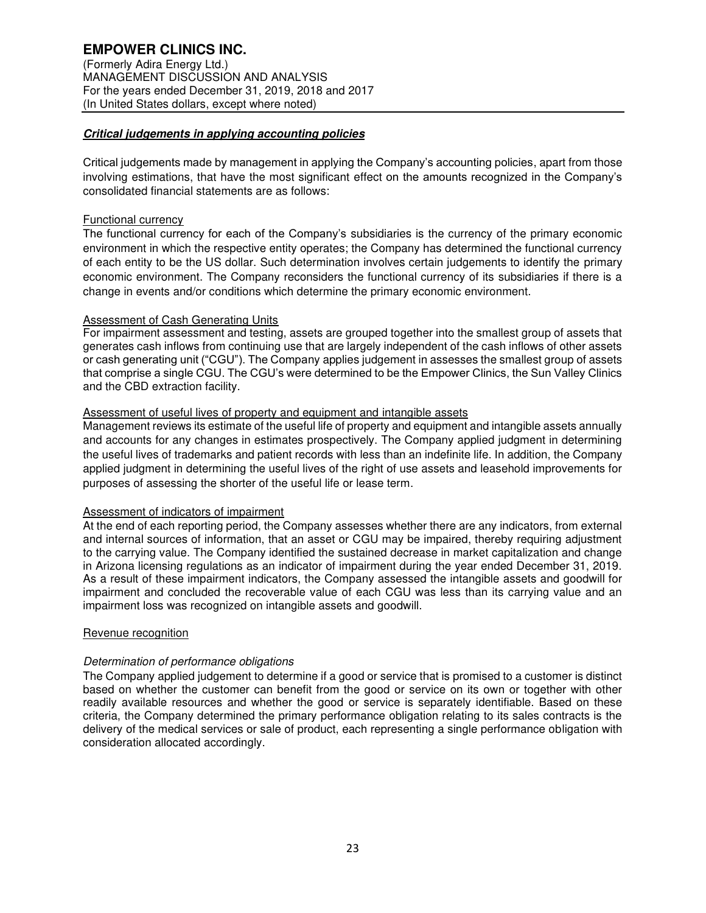## ***Critical judgements in applying accounting policies***

Critical judgements made by management in applying the Company's accounting policies, apart from those involving estimations, that have the most significant effect on the amounts recognized in the Company's consolidated financial statements are as follows:

### Functional currency

The functional currency for each of the Company's subsidiaries is the currency of the primary economic environment in which the respective entity operates; the Company has determined the functional currency of each entity to be the US dollar. Such determination involves certain judgements to identify the primary economic environment. The Company reconsiders the functional currency of its subsidiaries if there is a change in events and/or conditions which determine the primary economic environment.

### Assessment of Cash Generating Units

For impairment assessment and testing, assets are grouped together into the smallest group of assets that generates cash inflows from continuing use that are largely independent of the cash inflows of other assets or cash generating unit ("CGU"). The Company applies judgement in assesses the smallest group of assets that comprise a single CGU. The CGU's were determined to be the Empower Clinics, the Sun Valley Clinics and the CBD extraction facility.

### Assessment of useful lives of property and equipment and intangible assets

Management reviews its estimate of the useful life of property and equipment and intangible assets annually and accounts for any changes in estimates prospectively. The Company applied judgment in determining the useful lives of trademarks and patient records with less than an indefinite life. In addition, the Company applied judgment in determining the useful lives of the right of use assets and leasehold improvements for purposes of assessing the shorter of the useful life or lease term.

### Assessment of indicators of impairment

At the end of each reporting period, the Company assesses whether there are any indicators, from external and internal sources of information, that an asset or CGU may be impaired, thereby requiring adjustment to the carrying value. The Company identified the sustained decrease in market capitalization and change in Arizona licensing regulations as an indicator of impairment during the year ended December 31, 2019. As a result of these impairment indicators, the Company assessed the intangible assets and goodwill for impairment and concluded the recoverable value of each CGU was less than its carrying value and an impairment loss was recognized on intangible assets and goodwill.

### Revenue recognition

*Determination of performance obligations*

The Company applied judgement to determine if a good or service that is promised to a customer is distinct based on whether the customer can benefit from the good or service on its own or together with other readily available resources and whether the good or service is separately identifiable. Based on these criteria, the Company determined the primary performance obligation relating to its sales contracts is the delivery of the medical services or sale of product, each representing a single performance obligation with consideration allocated accordingly.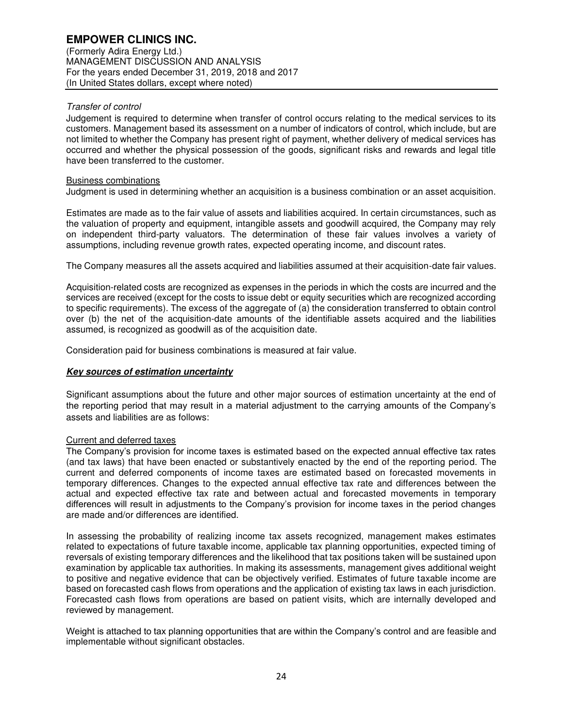*Transfer of control*

Judgement is required to determine when transfer of control occurs relating to the medical services to its customers. Management based its assessment on a number of indicators of control, which include, but are not limited to whether the Company has present right of payment, whether delivery of medical services has occurred and whether the physical possession of the goods, significant risks and rewards and legal title have been transferred to the customer.

Business combinations

Judgment is used in determining whether an acquisition is a business combination or an asset acquisition.

Estimates are made as to the fair value of assets and liabilities acquired. In certain circumstances, such as the valuation of property and equipment, intangible assets and goodwill acquired, the Company may rely on independent third-party valuators. The determination of these fair values involves a variety of assumptions, including revenue growth rates, expected operating income, and discount rates.

The Company measures all the assets acquired and liabilities assumed at their acquisition-date fair values.

Acquisition-related costs are recognized as expenses in the periods in which the costs are incurred and the services are received (except for the costs to issue debt or equity securities which are recognized according to specific requirements). The excess of the aggregate of (a) the consideration transferred to obtain control over (b) the net of the acquisition-date amounts of the identifiable assets acquired and the liabilities assumed, is recognized as goodwill as of the acquisition date.

Consideration paid for business combinations is measured at fair value.

***Key sources of estimation uncertainty***

Significant assumptions about the future and other major sources of estimation uncertainty at the end of the reporting period that may result in a material adjustment to the carrying amounts of the Company's assets and liabilities are as follows:

Current and deferred taxes

The Company's provision for income taxes is estimated based on the expected annual effective tax rates (and tax laws) that have been enacted or substantively enacted by the end of the reporting period. The current and deferred components of income taxes are estimated based on forecasted movements in temporary differences. Changes to the expected annual effective tax rate and differences between the actual and expected effective tax rate and between actual and forecasted movements in temporary differences will result in adjustments to the Company's provision for income taxes in the period changes are made and/or differences are identified.

In assessing the probability of realizing income tax assets recognized, management makes estimates related to expectations of future taxable income, applicable tax planning opportunities, expected timing of reversals of existing temporary differences and the likelihood that tax positions taken will be sustained upon examination by applicable tax authorities. In making its assessments, management gives additional weight to positive and negative evidence that can be objectively verified. Estimates of future taxable income are based on forecasted cash flows from operations and the application of existing tax laws in each jurisdiction. Forecasted cash flows from operations are based on patient visits, which are internally developed and reviewed by management.

Weight is attached to tax planning opportunities that are within the Company's control and are feasible and implementable without significant obstacles.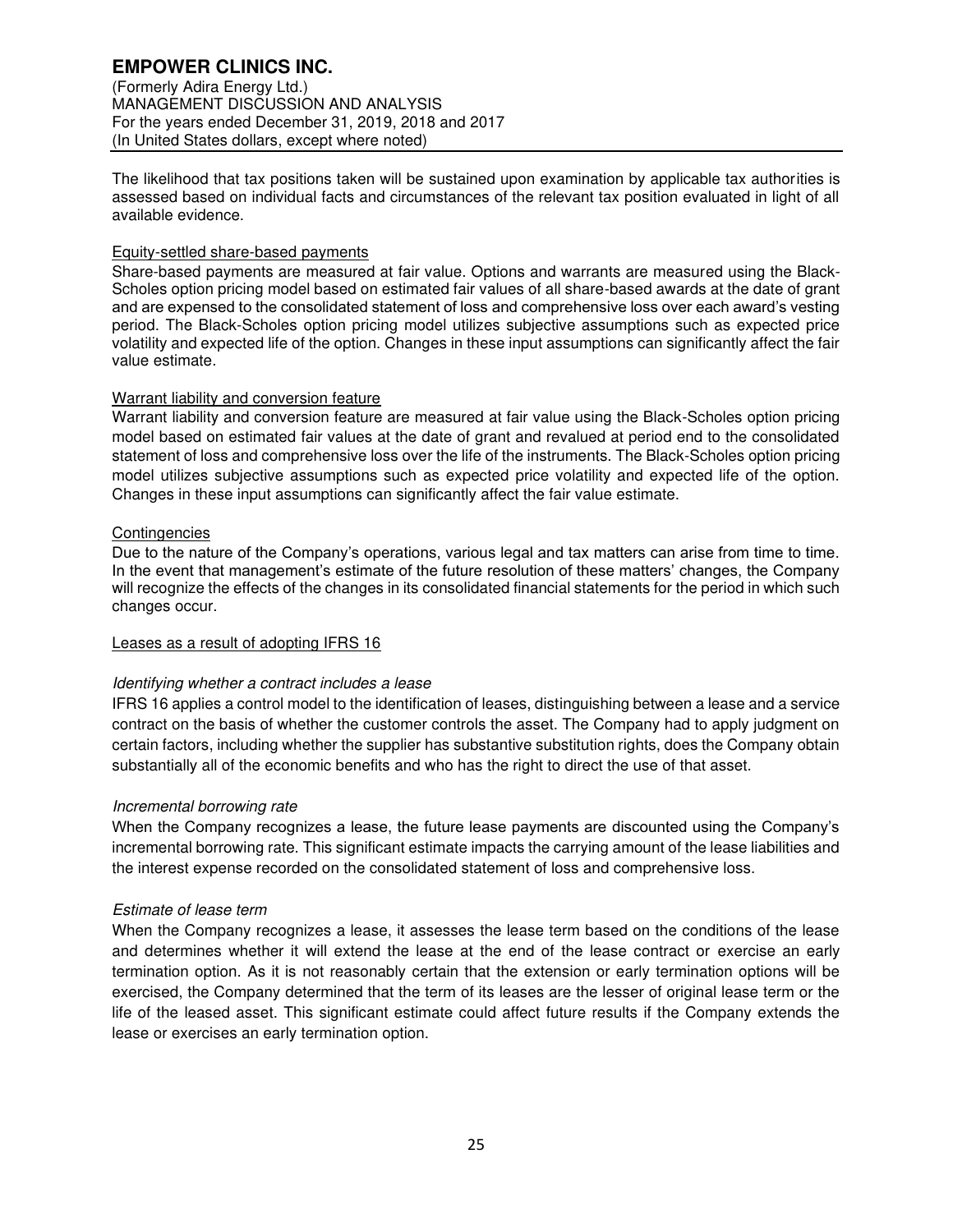The likelihood that tax positions taken will be sustained upon examination by applicable tax authorities is assessed based on individual facts and circumstances of the relevant tax position evaluated in light of all available evidence.

Equity-settled share-based payments

Share-based payments are measured at fair value. Options and warrants are measured using the Black-Scholes option pricing model based on estimated fair values of all share-based awards at the date of grant and are expensed to the consolidated statement of loss and comprehensive loss over each award's vesting period. The Black-Scholes option pricing model utilizes subjective assumptions such as expected price volatility and expected life of the option. Changes in these input assumptions can significantly affect the fair value estimate.

Warrant liability and conversion feature

Warrant liability and conversion feature are measured at fair value using the Black-Scholes option pricing model based on estimated fair values at the date of grant and revalued at period end to the consolidated statement of loss and comprehensive loss over the life of the instruments. The Black-Scholes option pricing model utilizes subjective assumptions such as expected price volatility and expected life of the option. Changes in these input assumptions can significantly affect the fair value estimate.

Contingencies

Due to the nature of the Company's operations, various legal and tax matters can arise from time to time. In the event that management's estimate of the future resolution of these matters' changes, the Company will recognize the effects of the changes in its consolidated financial statements for the period in which such changes occur.

Leases as a result of adopting IFRS 16

*Identifying whether a contract includes a lease*

IFRS 16 applies a control model to the identification of leases, distinguishing between a lease and a service contract on the basis of whether the customer controls the asset. The Company had to apply judgment on certain factors, including whether the supplier has substantive substitution rights, does the Company obtain substantially all of the economic benefits and who has the right to direct the use of that asset.

*Incremental borrowing rate*

When the Company recognizes a lease, the future lease payments are discounted using the Company's incremental borrowing rate. This significant estimate impacts the carrying amount of the lease liabilities and the interest expense recorded on the consolidated statement of loss and comprehensive loss.

*Estimate of lease term*

When the Company recognizes a lease, it assesses the lease term based on the conditions of the lease and determines whether it will extend the lease at the end of the lease contract or exercise an early termination option. As it is not reasonably certain that the extension or early termination options will be exercised, the Company determined that the term of its leases are the lesser of original lease term or the life of the leased asset. This significant estimate could affect future results if the Company extends the lease or exercises an early termination option.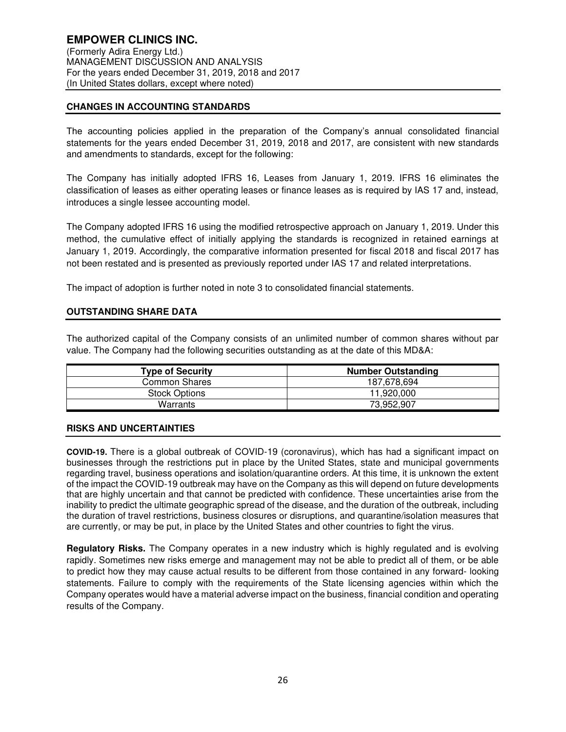## CHANGES IN ACCOUNTING STANDARDS

The accounting policies applied in the preparation of the Company's annual consolidated financial statements for the years ended December 31, 2019, 2018 and 2017, are consistent with new standards and amendments to standards, except for the following:

The Company has initially adopted IFRS 16, Leases from January 1, 2019. IFRS 16 eliminates the classification of leases as either operating leases or finance leases as is required by IAS 17 and, instead, introduces a single lessee accounting model.

The Company adopted IFRS 16 using the modified retrospective approach on January 1, 2019. Under this method, the cumulative effect of initially applying the standards is recognized in retained earnings at January 1, 2019. Accordingly, the comparative information presented for fiscal 2018 and fiscal 2017 has not been restated and is presented as previously reported under IAS 17 and related interpretations.

The impact of adoption is further noted in note 3 to consolidated financial statements.

## OUTSTANDING SHARE DATA

The authorized capital of the Company consists of an unlimited number of common shares without par value. The Company had the following securities outstanding as at the date of this MD&A:

| Type of Security | Number Outstanding |
|---|---|
| Common Shares | 187,678,694 |
| Stock Options | 11,920,000 |
| Warrants | 73,952,907 |

## RISKS AND UNCERTAINTIES

**COVID-19.** There is a global outbreak of COVID-19 (coronavirus), which has had a significant impact on businesses through the restrictions put in place by the United States, state and municipal governments regarding travel, business operations and isolation/quarantine orders. At this time, it is unknown the extent of the impact the COVID-19 outbreak may have on the Company as this will depend on future developments that are highly uncertain and that cannot be predicted with confidence. These uncertainties arise from the inability to predict the ultimate geographic spread of the disease, and the duration of the outbreak, including the duration of travel restrictions, business closures or disruptions, and quarantine/isolation measures that are currently, or may be put, in place by the United States and other countries to fight the virus.

**Regulatory Risks.** The Company operates in a new industry which is highly regulated and is evolving rapidly. Sometimes new risks emerge and management may not be able to predict all of them, or be able to predict how they may cause actual results to be different from those contained in any forward- looking statements. Failure to comply with the requirements of the State licensing agencies within which the Company operates would have a material adverse impact on the business, financial condition and operating results of the Company.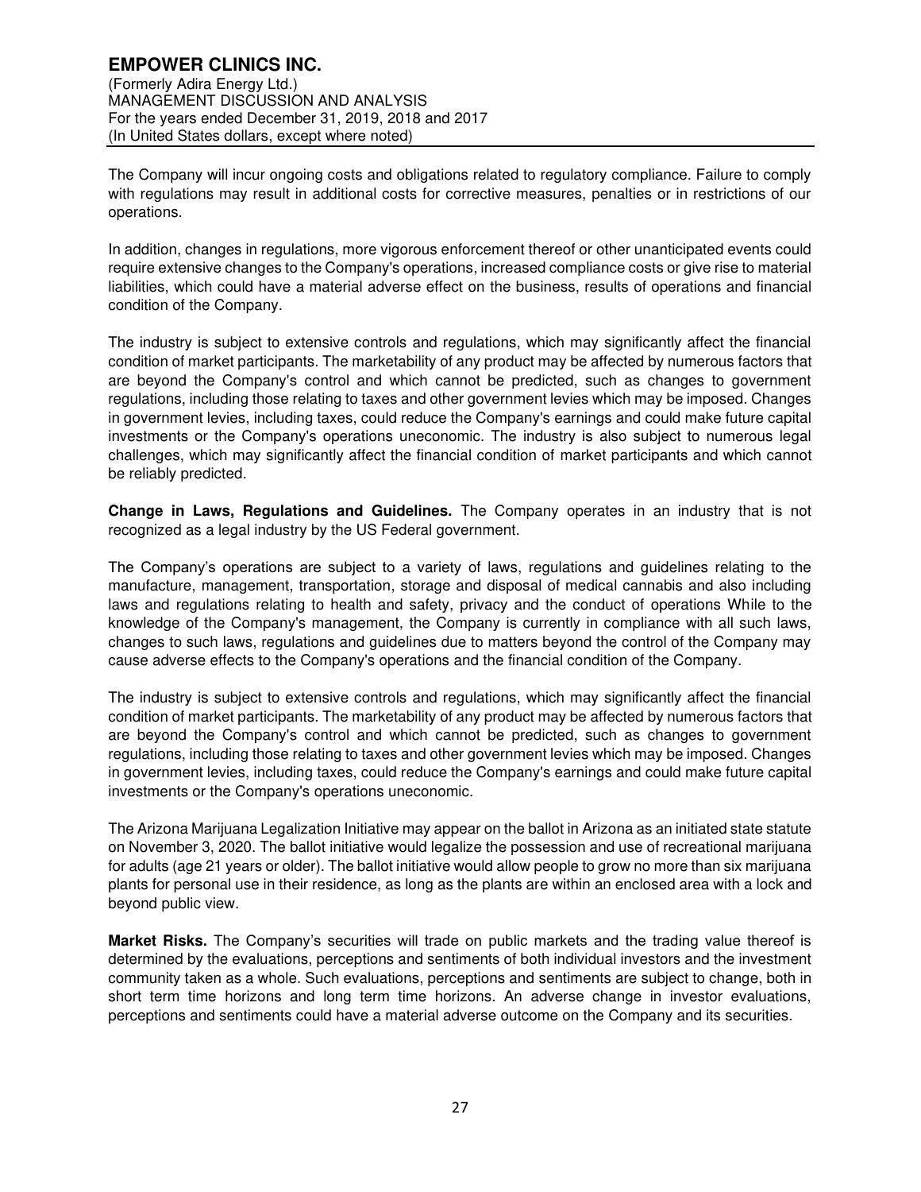The Company will incur ongoing costs and obligations related to regulatory compliance. Failure to comply with regulations may result in additional costs for corrective measures, penalties or in restrictions of our operations.

In addition, changes in regulations, more vigorous enforcement thereof or other unanticipated events could require extensive changes to the Company's operations, increased compliance costs or give rise to material liabilities, which could have a material adverse effect on the business, results of operations and financial condition of the Company.

The industry is subject to extensive controls and regulations, which may significantly affect the financial condition of market participants. The marketability of any product may be affected by numerous factors that are beyond the Company's control and which cannot be predicted, such as changes to government regulations, including those relating to taxes and other government levies which may be imposed. Changes in government levies, including taxes, could reduce the Company's earnings and could make future capital investments or the Company's operations uneconomic. The industry is also subject to numerous legal challenges, which may significantly affect the financial condition of market participants and which cannot be reliably predicted.

**Change in Laws, Regulations and Guidelines.** The Company operates in an industry that is not recognized as a legal industry by the US Federal government.

The Company's operations are subject to a variety of laws, regulations and guidelines relating to the manufacture, management, transportation, storage and disposal of medical cannabis and also including laws and regulations relating to health and safety, privacy and the conduct of operations While to the knowledge of the Company's management, the Company is currently in compliance with all such laws, changes to such laws, regulations and guidelines due to matters beyond the control of the Company may cause adverse effects to the Company's operations and the financial condition of the Company.

The industry is subject to extensive controls and regulations, which may significantly affect the financial condition of market participants. The marketability of any product may be affected by numerous factors that are beyond the Company's control and which cannot be predicted, such as changes to government regulations, including those relating to taxes and other government levies which may be imposed. Changes in government levies, including taxes, could reduce the Company's earnings and could make future capital investments or the Company's operations uneconomic.

The Arizona Marijuana Legalization Initiative may appear on the ballot in Arizona as an initiated state statute on November 3, 2020. The ballot initiative would legalize the possession and use of recreational marijuana for adults (age 21 years or older). The ballot initiative would allow people to grow no more than six marijuana plants for personal use in their residence, as long as the plants are within an enclosed area with a lock and beyond public view.

**Market Risks.** The Company's securities will trade on public markets and the trading value thereof is determined by the evaluations, perceptions and sentiments of both individual investors and the investment community taken as a whole. Such evaluations, perceptions and sentiments are subject to change, both in short term time horizons and long term time horizons. An adverse change in investor evaluations, perceptions and sentiments could have a material adverse outcome on the Company and its securities.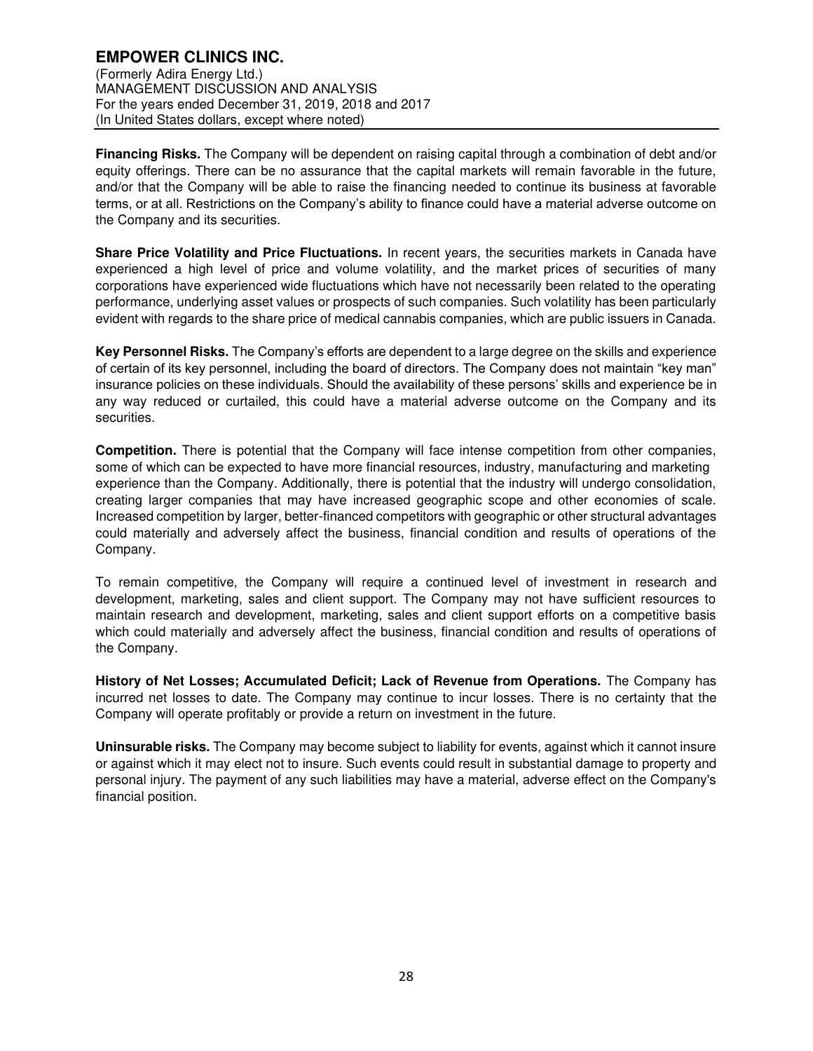**Financing Risks.** The Company will be dependent on raising capital through a combination of debt and/or equity offerings. There can be no assurance that the capital markets will remain favorable in the future, and/or that the Company will be able to raise the financing needed to continue its business at favorable terms, or at all. Restrictions on the Company's ability to finance could have a material adverse outcome on the Company and its securities.

**Share Price Volatility and Price Fluctuations.** In recent years, the securities markets in Canada have experienced a high level of price and volume volatility, and the market prices of securities of many corporations have experienced wide fluctuations which have not necessarily been related to the operating performance, underlying asset values or prospects of such companies. Such volatility has been particularly evident with regards to the share price of medical cannabis companies, which are public issuers in Canada.

**Key Personnel Risks.** The Company's efforts are dependent to a large degree on the skills and experience of certain of its key personnel, including the board of directors. The Company does not maintain "key man" insurance policies on these individuals. Should the availability of these persons' skills and experience be in any way reduced or curtailed, this could have a material adverse outcome on the Company and its securities.

**Competition.** There is potential that the Company will face intense competition from other companies, some of which can be expected to have more financial resources, industry, manufacturing and marketing experience than the Company. Additionally, there is potential that the industry will undergo consolidation, creating larger companies that may have increased geographic scope and other economies of scale. Increased competition by larger, better-financed competitors with geographic or other structural advantages could materially and adversely affect the business, financial condition and results of operations of the Company.

To remain competitive, the Company will require a continued level of investment in research and development, marketing, sales and client support. The Company may not have sufficient resources to maintain research and development, marketing, sales and client support efforts on a competitive basis which could materially and adversely affect the business, financial condition and results of operations of the Company.

**History of Net Losses; Accumulated Deficit; Lack of Revenue from Operations.** The Company has incurred net losses to date. The Company may continue to incur losses. There is no certainty that the Company will operate profitably or provide a return on investment in the future.

**Uninsurable risks.** The Company may become subject to liability for events, against which it cannot insure or against which it may elect not to insure. Such events could result in substantial damage to property and personal injury. The payment of any such liabilities may have a material, adverse effect on the Company's financial position.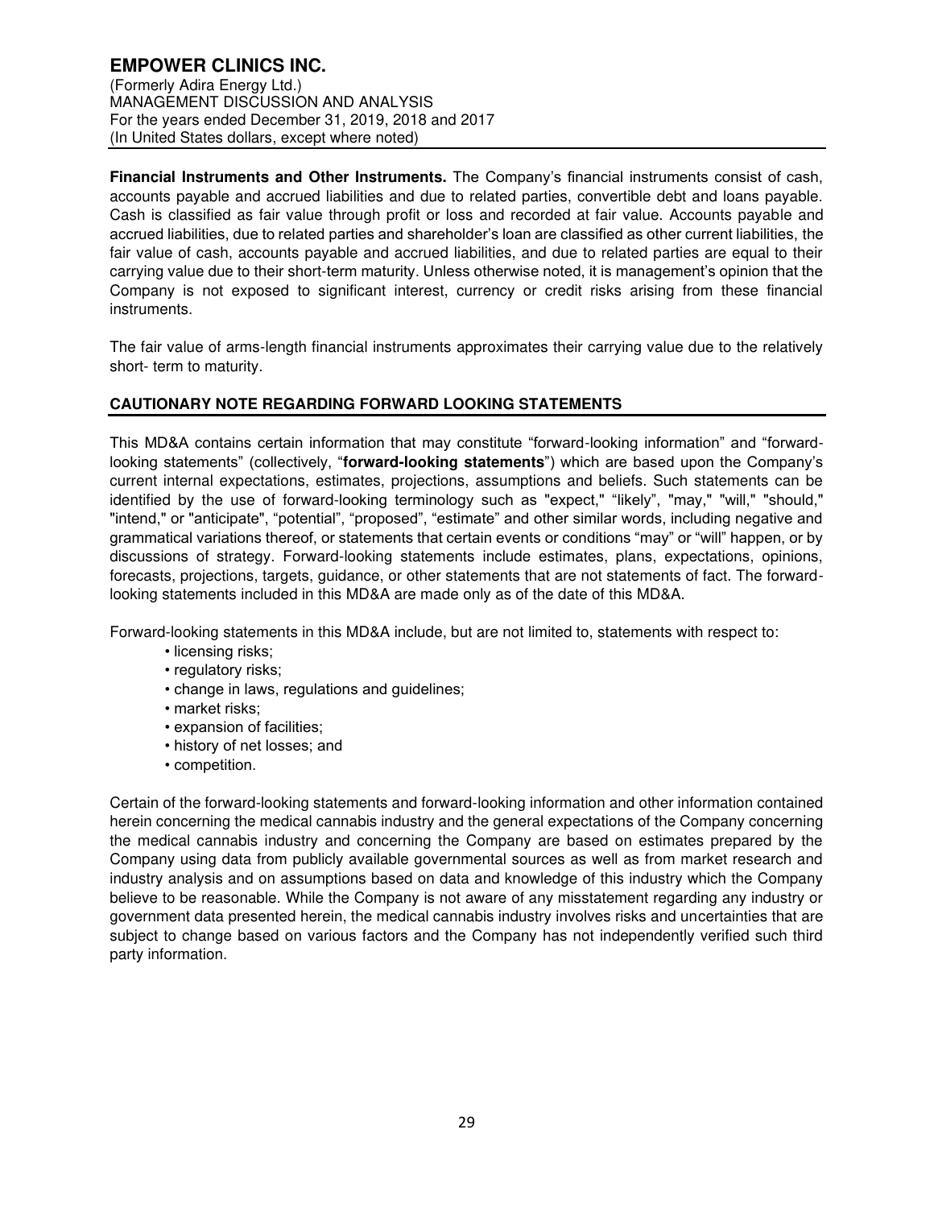**Financial Instruments and Other Instruments.** The Company's financial instruments consist of cash, accounts payable and accrued liabilities and due to related parties, convertible debt and loans payable. Cash is classified as fair value through profit or loss and recorded at fair value. Accounts payable and accrued liabilities, due to related parties and shareholder's loan are classified as other current liabilities, the fair value of cash, accounts payable and accrued liabilities, and due to related parties are equal to their carrying value due to their short-term maturity. Unless otherwise noted, it is management's opinion that the Company is not exposed to significant interest, currency or credit risks arising from these financial instruments.

The fair value of arms-length financial instruments approximates their carrying value due to the relatively short- term to maturity.

## CAUTIONARY NOTE REGARDING FORWARD LOOKING STATEMENTS

This MD&A contains certain information that may constitute "forward-looking information" and "forward-looking statements" (collectively, "**forward-looking statements**") which are based upon the Company's current internal expectations, estimates, projections, assumptions and beliefs. Such statements can be identified by the use of forward-looking terminology such as "expect," "likely", "may," "will," "should," "intend," or "anticipate", "potential", "proposed", "estimate" and other similar words, including negative and grammatical variations thereof, or statements that certain events or conditions "may" or "will" happen, or by discussions of strategy. Forward-looking statements include estimates, plans, expectations, opinions, forecasts, projections, targets, guidance, or other statements that are not statements of fact. The forward-looking statements included in this MD&A are made only as of the date of this MD&A.

Forward-looking statements in this MD&A include, but are not limited to, statements with respect to:

- licensing risks;
- regulatory risks;
- change in laws, regulations and guidelines;
- market risks;
- expansion of facilities;
- history of net losses; and
- competition.

Certain of the forward-looking statements and forward-looking information and other information contained herein concerning the medical cannabis industry and the general expectations of the Company concerning the medical cannabis industry and concerning the Company are based on estimates prepared by the Company using data from publicly available governmental sources as well as from market research and industry analysis and on assumptions based on data and knowledge of this industry which the Company believe to be reasonable. While the Company is not aware of any misstatement regarding any industry or government data presented herein, the medical cannabis industry involves risks and uncertainties that are subject to change based on various factors and the Company has not independently verified such third party information.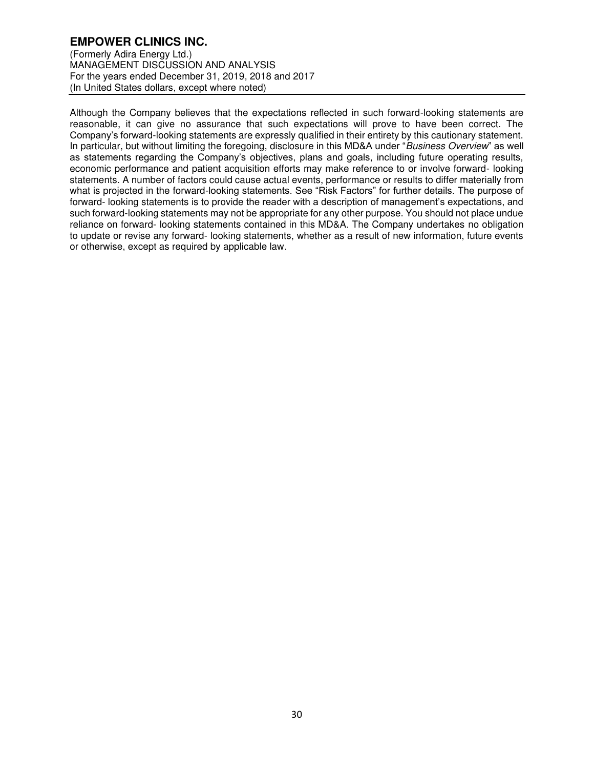Although the Company believes that the expectations reflected in such forward-looking statements are reasonable, it can give no assurance that such expectations will prove to have been correct. The Company's forward-looking statements are expressly qualified in their entirety by this cautionary statement. In particular, but without limiting the foregoing, disclosure in this MD&A under "*Business Overview*" as well as statements regarding the Company's objectives, plans and goals, including future operating results, economic performance and patient acquisition efforts may make reference to or involve forward- looking statements. A number of factors could cause actual events, performance or results to differ materially from what is projected in the forward-looking statements. See "Risk Factors" for further details. The purpose of forward- looking statements is to provide the reader with a description of management's expectations, and such forward-looking statements may not be appropriate for any other purpose. You should not place undue reliance on forward- looking statements contained in this MD&A. The Company undertakes no obligation to update or revise any forward- looking statements, whether as a result of new information, future events or otherwise, except as required by applicable law.